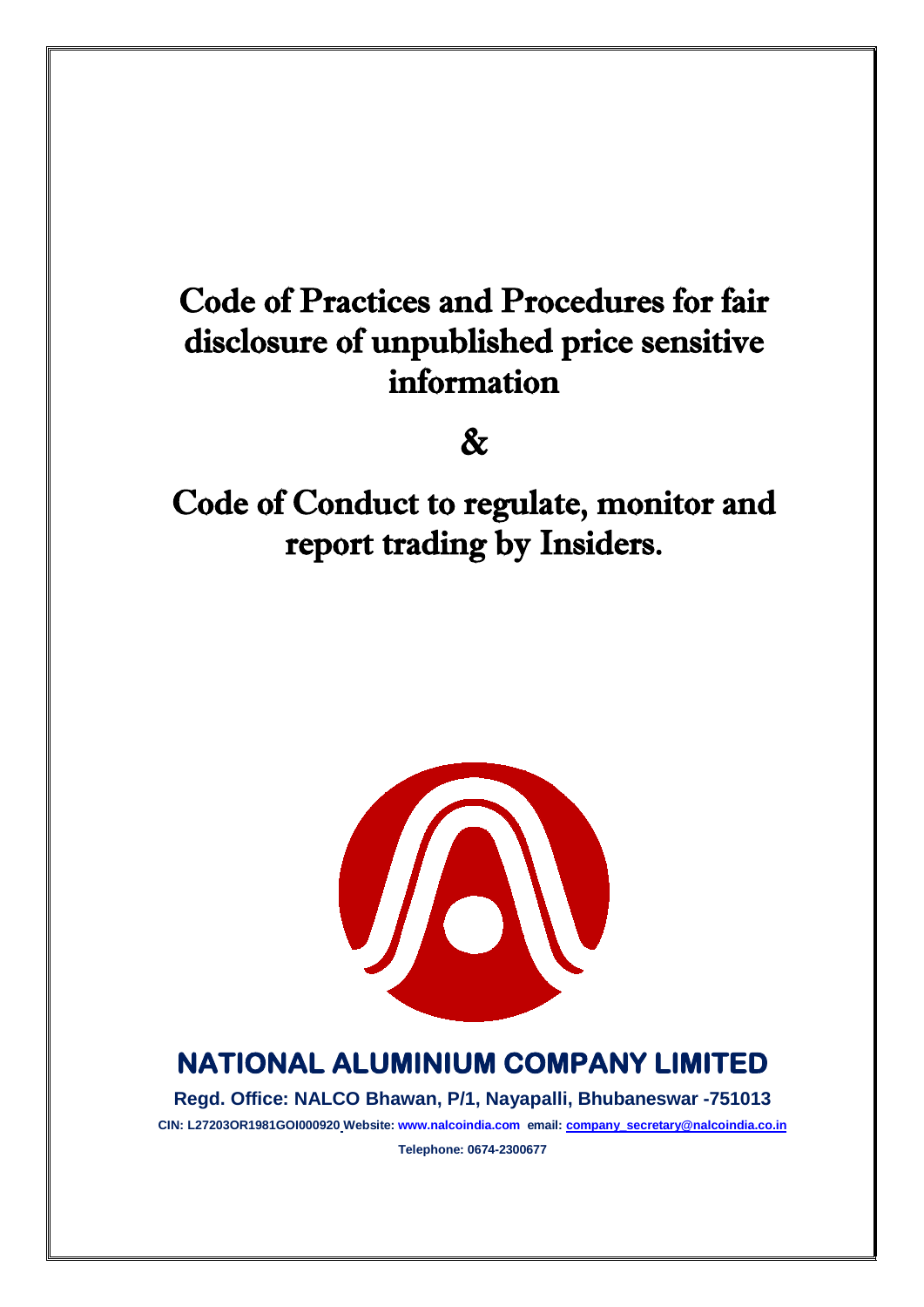# Code of Practices and Procedures for fair disclosure of unpublished price sensitive information

# &

# Code of Conduct to regulate, monitor and report trading by Insiders.

## NATIONAL ALUMINIUM COMPANY LIMITED

**Regd. Office: NALCO Bhawan, P/1, Nayapalli, Bhubaneswar -751013**

**CIN: L27203OR1981GOI000920 Website: www.nalcoindia.com email: company_secretary@nalcoindia.co.in**

**Telephone: 0674-2300677**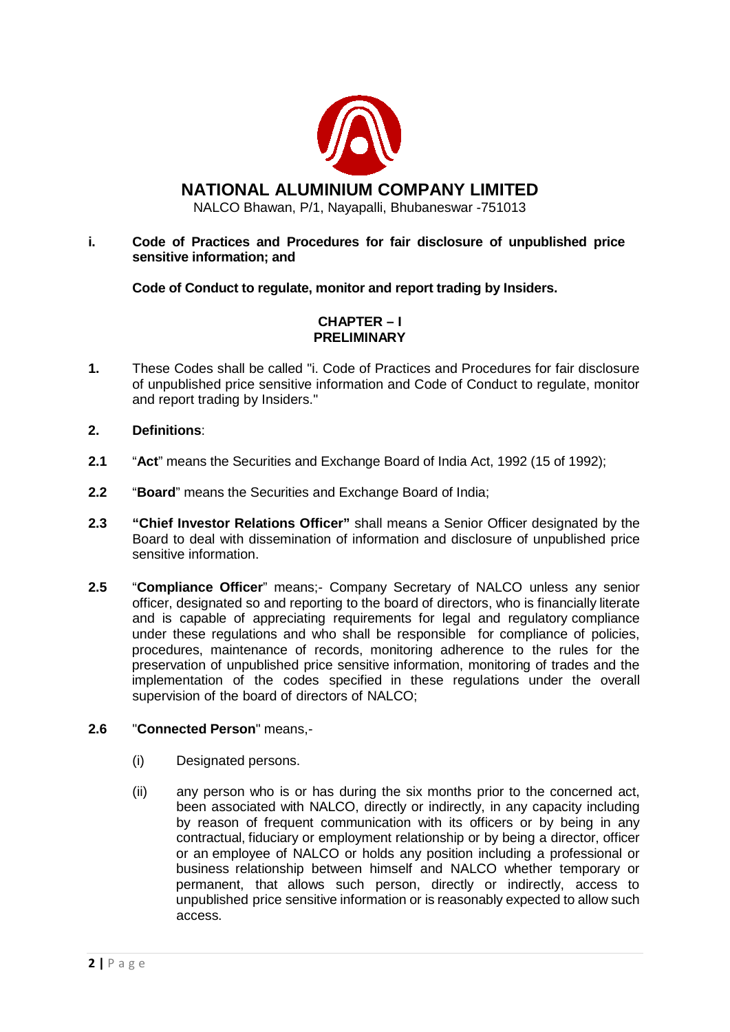# NATIONAL ALUMINIUM COMPANY LIMITED

NALCO Bhawan, P/1, Nayapalli, Bhubaneswar -751013

**i. Code of Practices and Procedures for fair disclosure of unpublished price sensitive information; and**

**Code of Conduct to regulate, monitor and report trading by Insiders.**

## CHAPTER – I
## PRELIMINARY

**1.** These Codes shall be called "i. Code of Practices and Procedures for fair disclosure of unpublished price sensitive information and Code of Conduct to regulate, monitor and report trading by Insiders."

**2. Definitions**:

**2.1** "**Act**" means the Securities and Exchange Board of India Act, 1992 (15 of 1992);

**2.2** "**Board**" means the Securities and Exchange Board of India;

**2.3** **"Chief Investor Relations Officer"** shall means a Senior Officer designated by the Board to deal with dissemination of information and disclosure of unpublished price sensitive information.

**2.5** "**Compliance Officer**" means;- Company Secretary of NALCO unless any senior officer, designated so and reporting to the board of directors, who is financially literate and is capable of appreciating requirements for legal and regulatory compliance under these regulations and who shall be responsible for compliance of policies, procedures, maintenance of records, monitoring adherence to the rules for the preservation of unpublished price sensitive information, monitoring of trades and the implementation of the codes specified in these regulations under the overall supervision of the board of directors of NALCO;

**2.6** "**Connected Person**" means,-

(i) Designated persons.

(ii) any person who is or has during the six months prior to the concerned act, been associated with NALCO, directly or indirectly, in any capacity including by reason of frequent communication with its officers or by being in any contractual, fiduciary or employment relationship or by being a director, officer or an employee of NALCO or holds any position including a professional or business relationship between himself and NALCO whether temporary or permanent, that allows such person, directly or indirectly, access to unpublished price sensitive information or is reasonably expected to allow such access.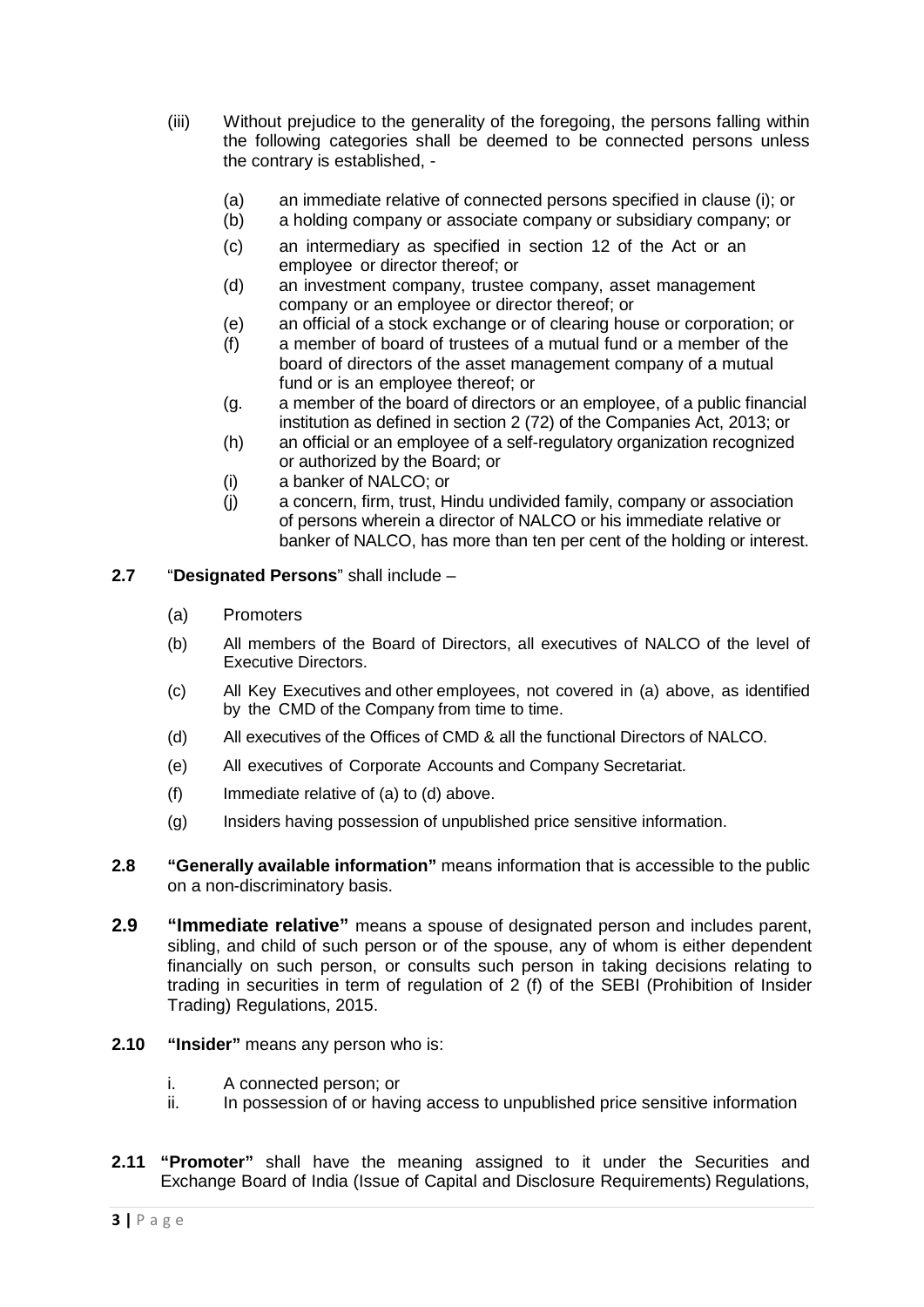(iii) Without prejudice to the generality of the foregoing, the persons falling within the following categories shall be deemed to be connected persons unless the contrary is established, -

   (a) an immediate relative of connected persons specified in clause (i); or
   (b) a holding company or associate company or subsidiary company; or
   (c) an intermediary as specified in section 12 of the Act or an employee or director thereof; or
   (d) an investment company, trustee company, asset management company or an employee or director thereof; or
   (e) an official of a stock exchange or of clearing house or corporation; or
   (f) a member of board of trustees of a mutual fund or a member of the board of directors of the asset management company of a mutual fund or is an employee thereof; or
   (g. a member of the board of directors or an employee, of a public financial institution as defined in section 2 (72) of the Companies Act, 2013; or
   (h) an official or an employee of a self-regulatory organization recognized or authorized by the Board; or
   (i) a banker of NALCO; or
   (j) a concern, firm, trust, Hindu undivided family, company or association of persons wherein a director of NALCO or his immediate relative or banker of NALCO, has more than ten per cent of the holding or interest.

**2.7** "**Designated Persons**" shall include –

(a) Promoters

(b) All members of the Board of Directors, all executives of NALCO of the level of Executive Directors.

(c) All Key Executives and other employees, not covered in (a) above, as identified by the CMD of the Company from time to time.

(d) All executives of the Offices of CMD & all the functional Directors of NALCO.

(e) All executives of Corporate Accounts and Company Secretariat.

(f) Immediate relative of (a) to (d) above.

(g) Insiders having possession of unpublished price sensitive information.

**2.8** **"Generally available information"** means information that is accessible to the public on a non-discriminatory basis.

**2.9** **"Immediate relative"** means a spouse of designated person and includes parent, sibling, and child of such person or of the spouse, any of whom is either dependent financially on such person, or consults such person in taking decisions relating to trading in securities in term of regulation of 2 (f) of the SEBI (Prohibition of Insider Trading) Regulations, 2015.

**2.10** **"Insider"** means any person who is:

i. A connected person; or
ii. In possession of or having access to unpublished price sensitive information

**2.11** **"Promoter"** shall have the meaning assigned to it under the Securities and Exchange Board of India (Issue of Capital and Disclosure Requirements) Regulations,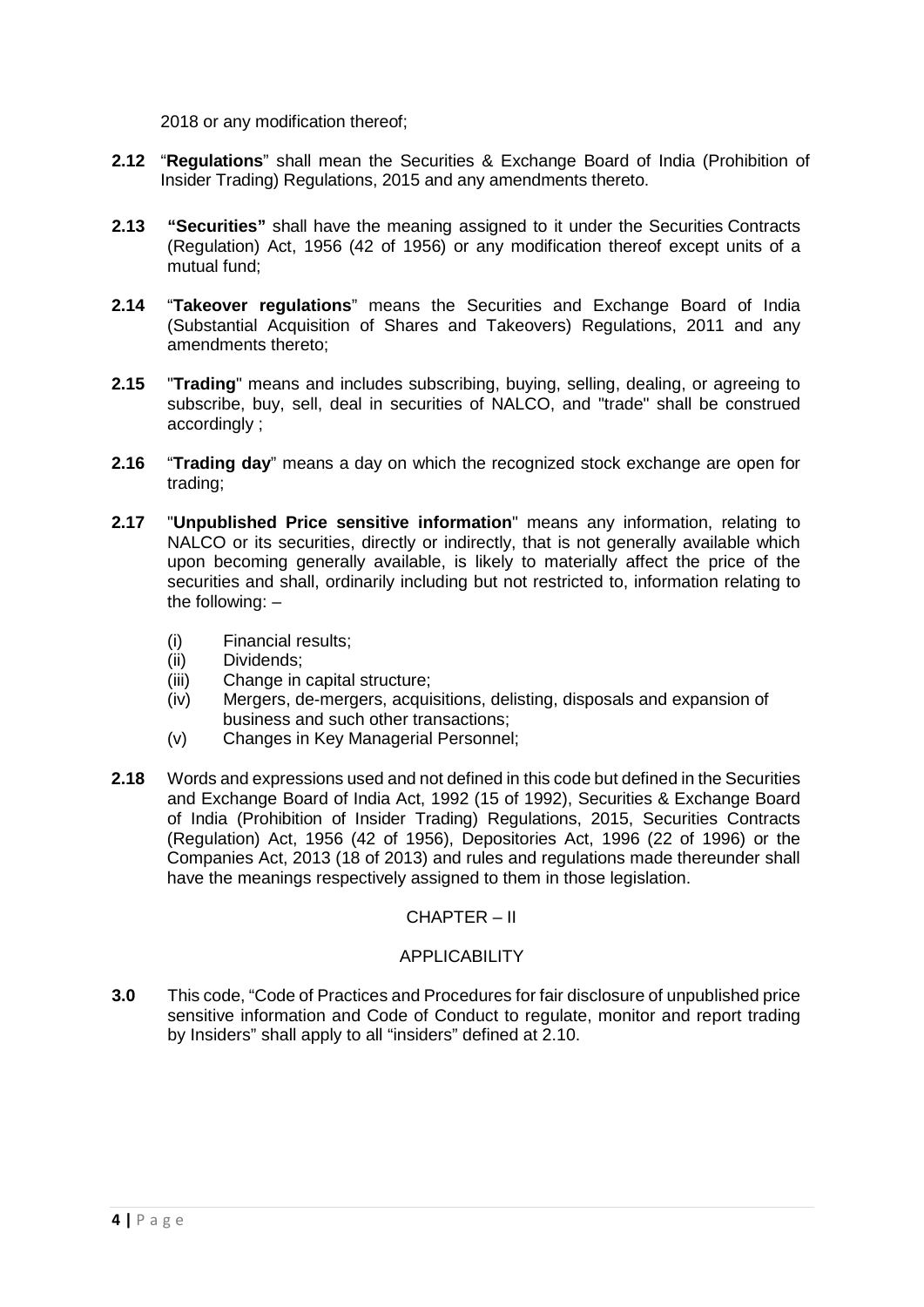2018 or any modification thereof;

**2.12** "**Regulations**" shall mean the Securities & Exchange Board of India (Prohibition of Insider Trading) Regulations, 2015 and any amendments thereto.

**2.13** **"Securities"** shall have the meaning assigned to it under the Securities Contracts (Regulation) Act, 1956 (42 of 1956) or any modification thereof except units of a mutual fund;

**2.14** "**Takeover regulations**" means the Securities and Exchange Board of India (Substantial Acquisition of Shares and Takeovers) Regulations, 2011 and any amendments thereto;

**2.15** "**Trading**" means and includes subscribing, buying, selling, dealing, or agreeing to subscribe, buy, sell, deal in securities of NALCO, and "trade" shall be construed accordingly ;

**2.16** "**Trading day**" means a day on which the recognized stock exchange are open for trading;

**2.17** "**Unpublished Price sensitive information**" means any information, relating to NALCO or its securities, directly or indirectly, that is not generally available which upon becoming generally available, is likely to materially affect the price of the securities and shall, ordinarily including but not restricted to, information relating to the following: –

(i) Financial results;
(ii) Dividends;
(iii) Change in capital structure;
(iv) Mergers, de-mergers, acquisitions, delisting, disposals and expansion of business and such other transactions;
(v) Changes in Key Managerial Personnel;

**2.18** Words and expressions used and not defined in this code but defined in the Securities and Exchange Board of India Act, 1992 (15 of 1992), Securities & Exchange Board of India (Prohibition of Insider Trading) Regulations, 2015, Securities Contracts (Regulation) Act, 1956 (42 of 1956), Depositories Act, 1996 (22 of 1996) or the Companies Act, 2013 (18 of 2013) and rules and regulations made thereunder shall have the meanings respectively assigned to them in those legislation.

## CHAPTER – II

## APPLICABILITY

**3.0** This code, "Code of Practices and Procedures for fair disclosure of unpublished price sensitive information and Code of Conduct to regulate, monitor and report trading by Insiders" shall apply to all "insiders" defined at 2.10.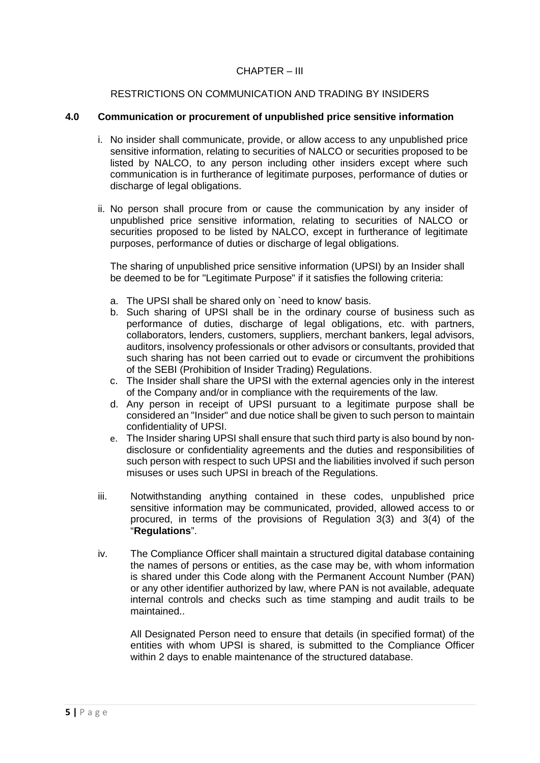## CHAPTER – III

### RESTRICTIONS ON COMMUNICATION AND TRADING BY INSIDERS

### 4.0 Communication or procurement of unpublished price sensitive information

i. No insider shall communicate, provide, or allow access to any unpublished price sensitive information, relating to securities of NALCO or securities proposed to be listed by NALCO, to any person including other insiders except where such communication is in furtherance of legitimate purposes, performance of duties or discharge of legal obligations.

ii. No person shall procure from or cause the communication by any insider of unpublished price sensitive information, relating to securities of NALCO or securities proposed to be listed by NALCO, except in furtherance of legitimate purposes, performance of duties or discharge of legal obligations.

   The sharing of unpublished price sensitive information (UPSI) by an Insider shall be deemed to be for "Legitimate Purpose" if it satisfies the following criteria:

   a. The UPSI shall be shared only on `need to know' basis.
   b. Such sharing of UPSI shall be in the ordinary course of business such as performance of duties, discharge of legal obligations, etc. with partners, collaborators, lenders, customers, suppliers, merchant bankers, legal advisors, auditors, insolvency professionals or other advisors or consultants, provided that such sharing has not been carried out to evade or circumvent the prohibitions of the SEBI (Prohibition of Insider Trading) Regulations.
   c. The Insider shall share the UPSI with the external agencies only in the interest of the Company and/or in compliance with the requirements of the law.
   d. Any person in receipt of UPSI pursuant to a legitimate purpose shall be considered an "Insider" and due notice shall be given to such person to maintain confidentiality of UPSI.
   e. The Insider sharing UPSI shall ensure that such third party is also bound by non-disclosure or confidentiality agreements and the duties and responsibilities of such person with respect to such UPSI and the liabilities involved if such person misuses or uses such UPSI in breach of the Regulations.

iii. Notwithstanding anything contained in these codes, unpublished price sensitive information may be communicated, provided, allowed access to or procured, in terms of the provisions of Regulation 3(3) and 3(4) of the "**Regulations**".

iv. The Compliance Officer shall maintain a structured digital database containing the names of persons or entities, as the case may be, with whom information is shared under this Code along with the Permanent Account Number (PAN) or any other identifier authorized by law, where PAN is not available, adequate internal controls and checks such as time stamping and audit trails to be maintained..

   All Designated Person need to ensure that details (in specified format) of the entities with whom UPSI is shared, is submitted to the Compliance Officer within 2 days to enable maintenance of the structured database.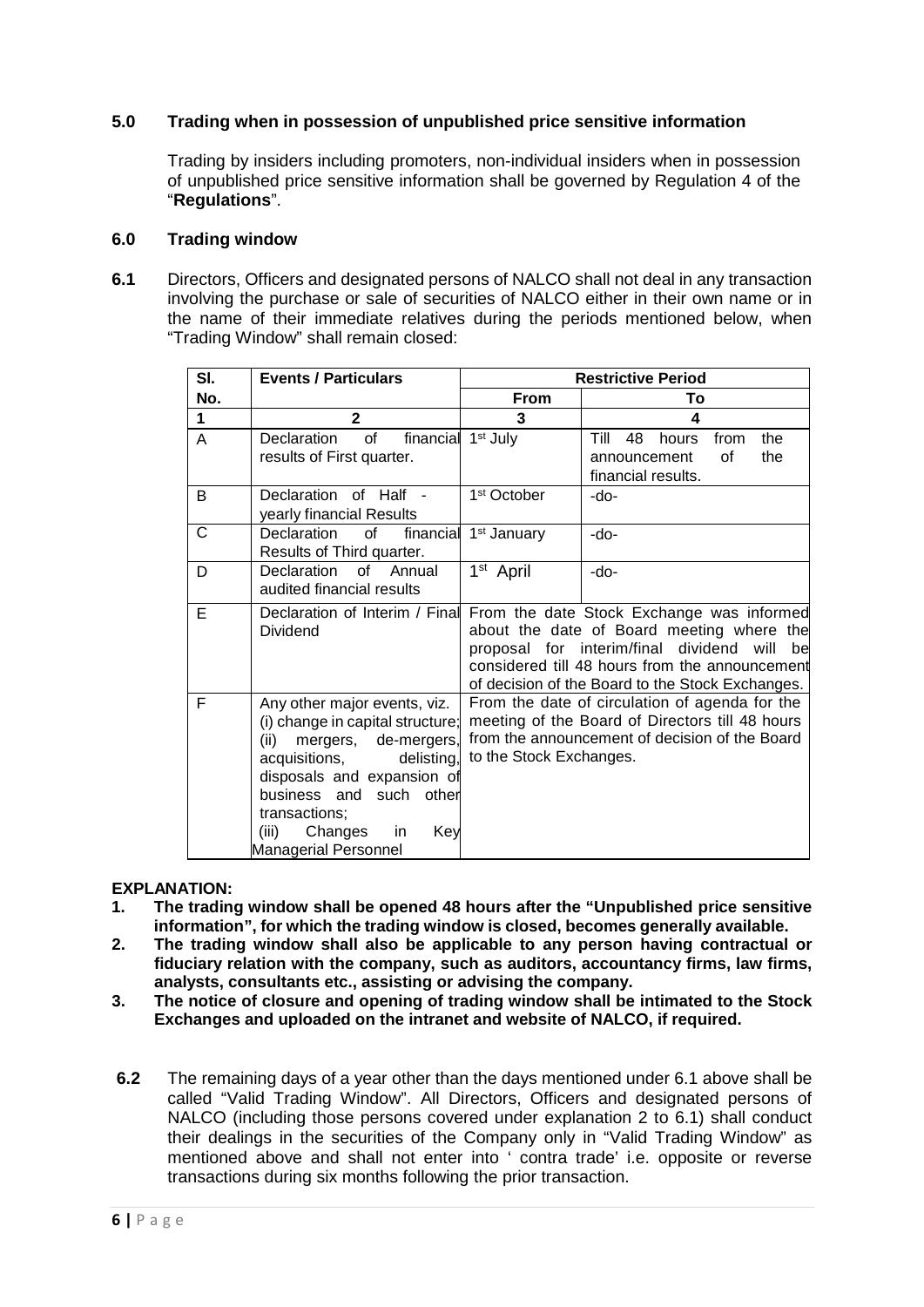**5.0 Trading when in possession of unpublished price sensitive information**

Trading by insiders including promoters, non-individual insiders when in possession of unpublished price sensitive information shall be governed by Regulation 4 of the "**Regulations**".

**6.0 Trading window**

**6.1** Directors, Officers and designated persons of NALCO shall not deal in any transaction involving the purchase or sale of securities of NALCO either in their own name or in the name of their immediate relatives during the periods mentioned below, when "Trading Window" shall remain closed:

| Sl. No. | Events / Particulars | Restrictive Period | |
|---|---|---|---|
| | | From | To |
| 1 | 2 | 3 | 4 |
| A | Declaration of financial results of First quarter. | 1st July | Till 48 hours from the announcement of the financial results. |
| B | Declaration of Half - yearly financial Results | 1st October | -do- |
| C | Declaration of financial Results of Third quarter. | 1st January | -do- |
| D | Declaration of Annual audited financial results | 1st April | -do- |
| E | Declaration of Interim / Final Dividend | From the date Stock Exchange was informed about the date of Board meeting where the proposal for interim/final dividend will be considered till 48 hours from the announcement of decision of the Board to the Stock Exchanges. | |
| F | Any other major events, viz. (i) change in capital structure; (ii) mergers, de-mergers, acquisitions, delisting, disposals and expansion of business and such other transactions; (iii) Changes in Key Managerial Personnel | From the date of circulation of agenda for the meeting of the Board of Directors till 48 hours from the announcement of decision of the Board to the Stock Exchanges. | |

**EXPLANATION:**

1. **The trading window shall be opened 48 hours after the "Unpublished price sensitive information", for which the trading window is closed, becomes generally available.**
2. **The trading window shall also be applicable to any person having contractual or fiduciary relation with the company, such as auditors, accountancy firms, law firms, analysts, consultants etc., assisting or advising the company.**
3. **The notice of closure and opening of trading window shall be intimated to the Stock Exchanges and uploaded on the intranet and website of NALCO, if required.**

**6.2** The remaining days of a year other than the days mentioned under 6.1 above shall be called "Valid Trading Window". All Directors, Officers and designated persons of NALCO (including those persons covered under explanation 2 to 6.1) shall conduct their dealings in the securities of the Company only in "Valid Trading Window" as mentioned above and shall not enter into ' contra trade' i.e. opposite or reverse transactions during six months following the prior transaction.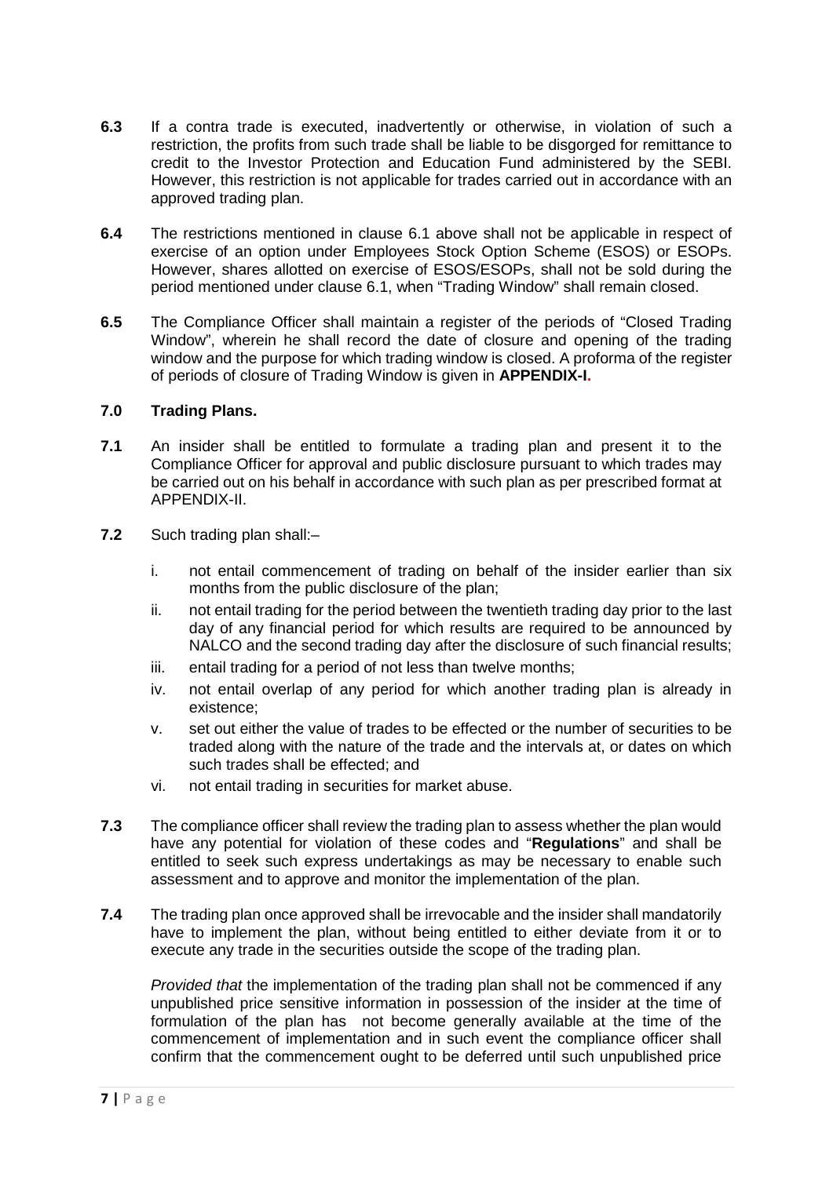**6.3** If a contra trade is executed, inadvertently or otherwise, in violation of such a restriction, the profits from such trade shall be liable to be disgorged for remittance to credit to the Investor Protection and Education Fund administered by the SEBI. However, this restriction is not applicable for trades carried out in accordance with an approved trading plan.

**6.4** The restrictions mentioned in clause 6.1 above shall not be applicable in respect of exercise of an option under Employees Stock Option Scheme (ESOS) or ESOPs. However, shares allotted on exercise of ESOS/ESOPs, shall not be sold during the period mentioned under clause 6.1, when "Trading Window" shall remain closed.

**6.5** The Compliance Officer shall maintain a register of the periods of "Closed Trading Window", wherein he shall record the date of closure and opening of the trading window and the purpose for which trading window is closed. A proforma of the register of periods of closure of Trading Window is given in **APPENDIX-I.**

## 7.0 Trading Plans.

**7.1** An insider shall be entitled to formulate a trading plan and present it to the Compliance Officer for approval and public disclosure pursuant to which trades may be carried out on his behalf in accordance with such plan as per prescribed format at APPENDIX-II.

**7.2** Such trading plan shall:–

- i. not entail commencement of trading on behalf of the insider earlier than six months from the public disclosure of the plan;
- ii. not entail trading for the period between the twentieth trading day prior to the last day of any financial period for which results are required to be announced by NALCO and the second trading day after the disclosure of such financial results;
- iii. entail trading for a period of not less than twelve months;
- iv. not entail overlap of any period for which another trading plan is already in existence;
- v. set out either the value of trades to be effected or the number of securities to be traded along with the nature of the trade and the intervals at, or dates on which such trades shall be effected; and
- vi. not entail trading in securities for market abuse.

**7.3** The compliance officer shall review the trading plan to assess whether the plan would have any potential for violation of these codes and "**Regulations**" and shall be entitled to seek such express undertakings as may be necessary to enable such assessment and to approve and monitor the implementation of the plan.

**7.4** The trading plan once approved shall be irrevocable and the insider shall mandatorily have to implement the plan, without being entitled to either deviate from it or to execute any trade in the securities outside the scope of the trading plan.

*Provided that* the implementation of the trading plan shall not be commenced if any unpublished price sensitive information in possession of the insider at the time of formulation of the plan has not become generally available at the time of the commencement of implementation and in such event the compliance officer shall confirm that the commencement ought to be deferred until such unpublished price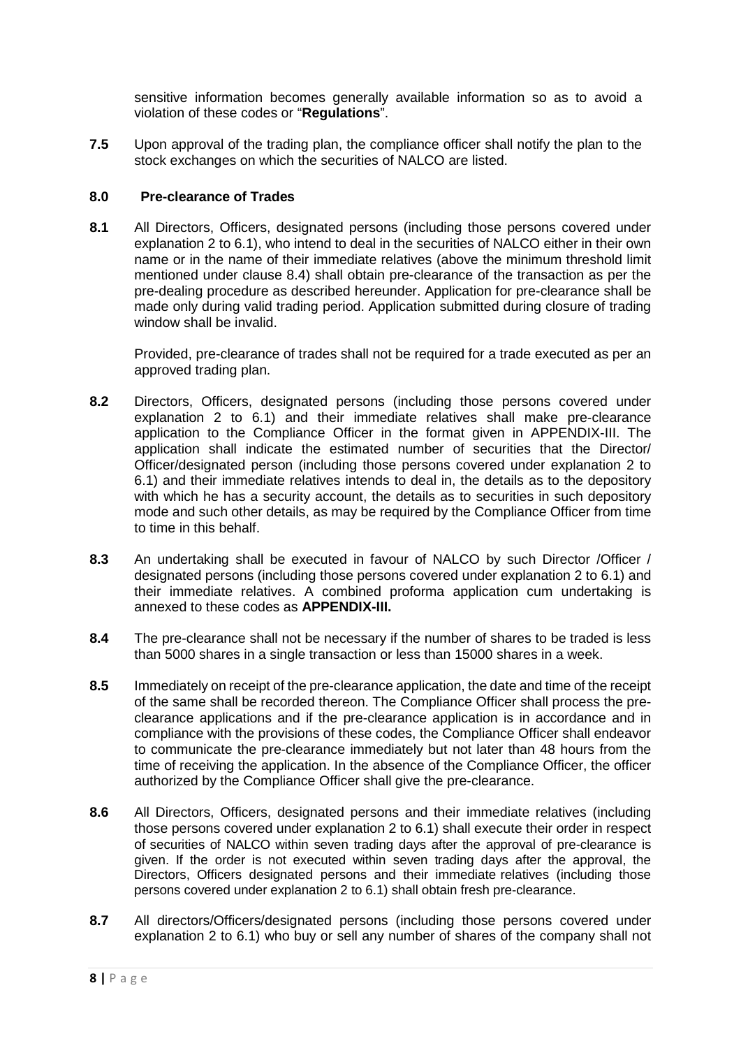sensitive information becomes generally available information so as to avoid a violation of these codes or "**Regulations**".

**7.5** Upon approval of the trading plan, the compliance officer shall notify the plan to the stock exchanges on which the securities of NALCO are listed.

## 8.0 Pre-clearance of Trades

**8.1** All Directors, Officers, designated persons (including those persons covered under explanation 2 to 6.1), who intend to deal in the securities of NALCO either in their own name or in the name of their immediate relatives (above the minimum threshold limit mentioned under clause 8.4) shall obtain pre-clearance of the transaction as per the pre-dealing procedure as described hereunder. Application for pre-clearance shall be made only during valid trading period. Application submitted during closure of trading window shall be invalid.

Provided, pre-clearance of trades shall not be required for a trade executed as per an approved trading plan.

**8.2** Directors, Officers, designated persons (including those persons covered under explanation 2 to 6.1) and their immediate relatives shall make pre-clearance application to the Compliance Officer in the format given in APPENDIX-III. The application shall indicate the estimated number of securities that the Director/ Officer/designated person (including those persons covered under explanation 2 to 6.1) and their immediate relatives intends to deal in, the details as to the depository with which he has a security account, the details as to securities in such depository mode and such other details, as may be required by the Compliance Officer from time to time in this behalf.

**8.3** An undertaking shall be executed in favour of NALCO by such Director /Officer / designated persons (including those persons covered under explanation 2 to 6.1) and their immediate relatives. A combined proforma application cum undertaking is annexed to these codes as **APPENDIX-III.**

**8.4** The pre-clearance shall not be necessary if the number of shares to be traded is less than 5000 shares in a single transaction or less than 15000 shares in a week.

**8.5** Immediately on receipt of the pre-clearance application, the date and time of the receipt of the same shall be recorded thereon. The Compliance Officer shall process the pre-clearance applications and if the pre-clearance application is in accordance and in compliance with the provisions of these codes, the Compliance Officer shall endeavor to communicate the pre-clearance immediately but not later than 48 hours from the time of receiving the application. In the absence of the Compliance Officer, the officer authorized by the Compliance Officer shall give the pre-clearance.

**8.6** All Directors, Officers, designated persons and their immediate relatives (including those persons covered under explanation 2 to 6.1) shall execute their order in respect of securities of NALCO within seven trading days after the approval of pre-clearance is given. If the order is not executed within seven trading days after the approval, the Directors, Officers designated persons and their immediate relatives (including those persons covered under explanation 2 to 6.1) shall obtain fresh pre-clearance.

**8.7** All directors/Officers/designated persons (including those persons covered under explanation 2 to 6.1) who buy or sell any number of shares of the company shall not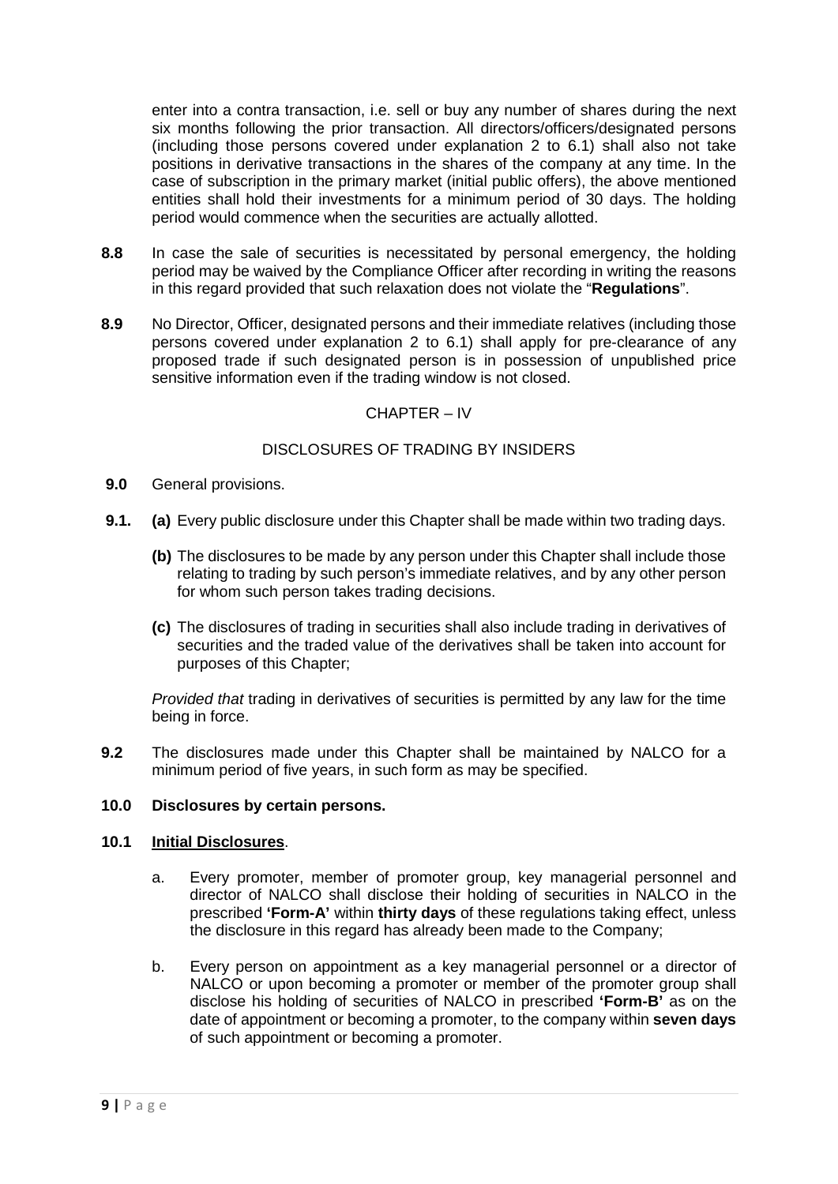enter into a contra transaction, i.e. sell or buy any number of shares during the next six months following the prior transaction. All directors/officers/designated persons (including those persons covered under explanation 2 to 6.1) shall also not take positions in derivative transactions in the shares of the company at any time. In the case of subscription in the primary market (initial public offers), the above mentioned entities shall hold their investments for a minimum period of 30 days. The holding period would commence when the securities are actually allotted.

**8.8** In case the sale of securities is necessitated by personal emergency, the holding period may be waived by the Compliance Officer after recording in writing the reasons in this regard provided that such relaxation does not violate the "**Regulations**".

**8.9** No Director, Officer, designated persons and their immediate relatives (including those persons covered under explanation 2 to 6.1) shall apply for pre-clearance of any proposed trade if such designated person is in possession of unpublished price sensitive information even if the trading window is not closed.

## CHAPTER – IV

## DISCLOSURES OF TRADING BY INSIDERS

**9.0** General provisions.

**9.1.** **(a)** Every public disclosure under this Chapter shall be made within two trading days.

**(b)** The disclosures to be made by any person under this Chapter shall include those relating to trading by such person's immediate relatives, and by any other person for whom such person takes trading decisions.

**(c)** The disclosures of trading in securities shall also include trading in derivatives of securities and the traded value of the derivatives shall be taken into account for purposes of this Chapter;

*Provided that* trading in derivatives of securities is permitted by any law for the time being in force.

**9.2** The disclosures made under this Chapter shall be maintained by NALCO for a minimum period of five years, in such form as may be specified.

**10.0 Disclosures by certain persons.**

**10.1 Initial Disclosures**.

a. Every promoter, member of promoter group, key managerial personnel and director of NALCO shall disclose their holding of securities in NALCO in the prescribed **'Form-A'** within **thirty days** of these regulations taking effect, unless the disclosure in this regard has already been made to the Company;

b. Every person on appointment as a key managerial personnel or a director of NALCO or upon becoming a promoter or member of the promoter group shall disclose his holding of securities of NALCO in prescribed **'Form-B'** as on the date of appointment or becoming a promoter, to the company within **seven days** of such appointment or becoming a promoter.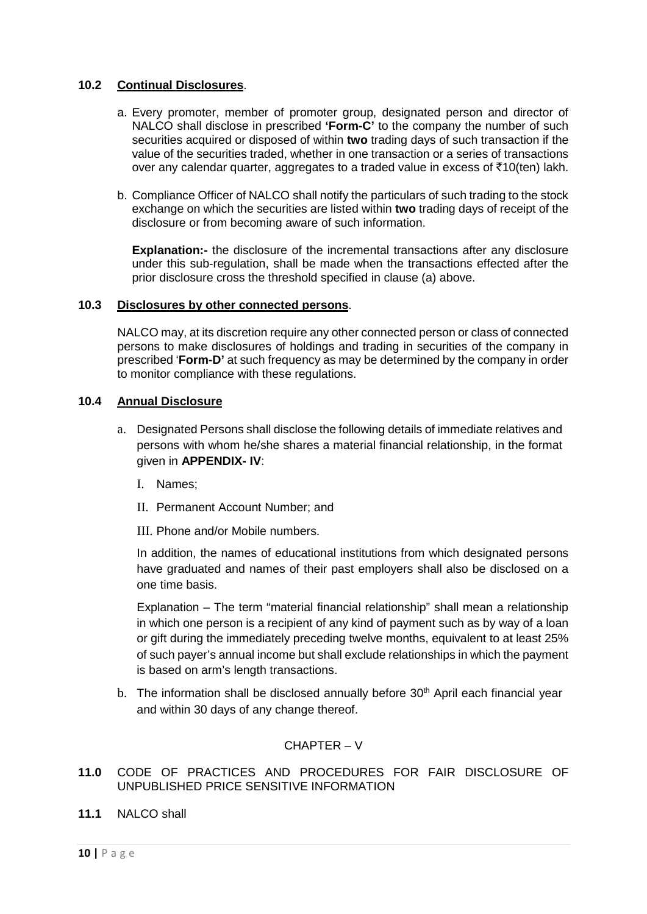### 10.2 Continual Disclosures.

a. Every promoter, member of promoter group, designated person and director of NALCO shall disclose in prescribed **'Form-C'** to the company the number of such securities acquired or disposed of within **two** trading days of such transaction if the value of the securities traded, whether in one transaction or a series of transactions over any calendar quarter, aggregates to a traded value in excess of ₹10(ten) lakh.

b. Compliance Officer of NALCO shall notify the particulars of such trading to the stock exchange on which the securities are listed within **two** trading days of receipt of the disclosure or from becoming aware of such information.

**Explanation:-** the disclosure of the incremental transactions after any disclosure under this sub-regulation, shall be made when the transactions effected after the prior disclosure cross the threshold specified in clause (a) above.

### 10.3 Disclosures by other connected persons.

NALCO may, at its discretion require any other connected person or class of connected persons to make disclosures of holdings and trading in securities of the company in prescribed '**Form-D'** at such frequency as may be determined by the company in order to monitor compliance with these regulations.

### 10.4 Annual Disclosure

a. Designated Persons shall disclose the following details of immediate relatives and persons with whom he/she shares a material financial relationship, in the format given in **APPENDIX- IV**:

I. Names;

II. Permanent Account Number; and

III. Phone and/or Mobile numbers.

In addition, the names of educational institutions from which designated persons have graduated and names of their past employers shall also be disclosed on a one time basis.

Explanation – The term "material financial relationship" shall mean a relationship in which one person is a recipient of any kind of payment such as by way of a loan or gift during the immediately preceding twelve months, equivalent to at least 25% of such payer's annual income but shall exclude relationships in which the payment is based on arm's length transactions.

b. The information shall be disclosed annually before 30th April each financial year and within 30 days of any change thereof.

CHAPTER – V

### 11.0 CODE OF PRACTICES AND PROCEDURES FOR FAIR DISCLOSURE OF UNPUBLISHED PRICE SENSITIVE INFORMATION

**11.1** NALCO shall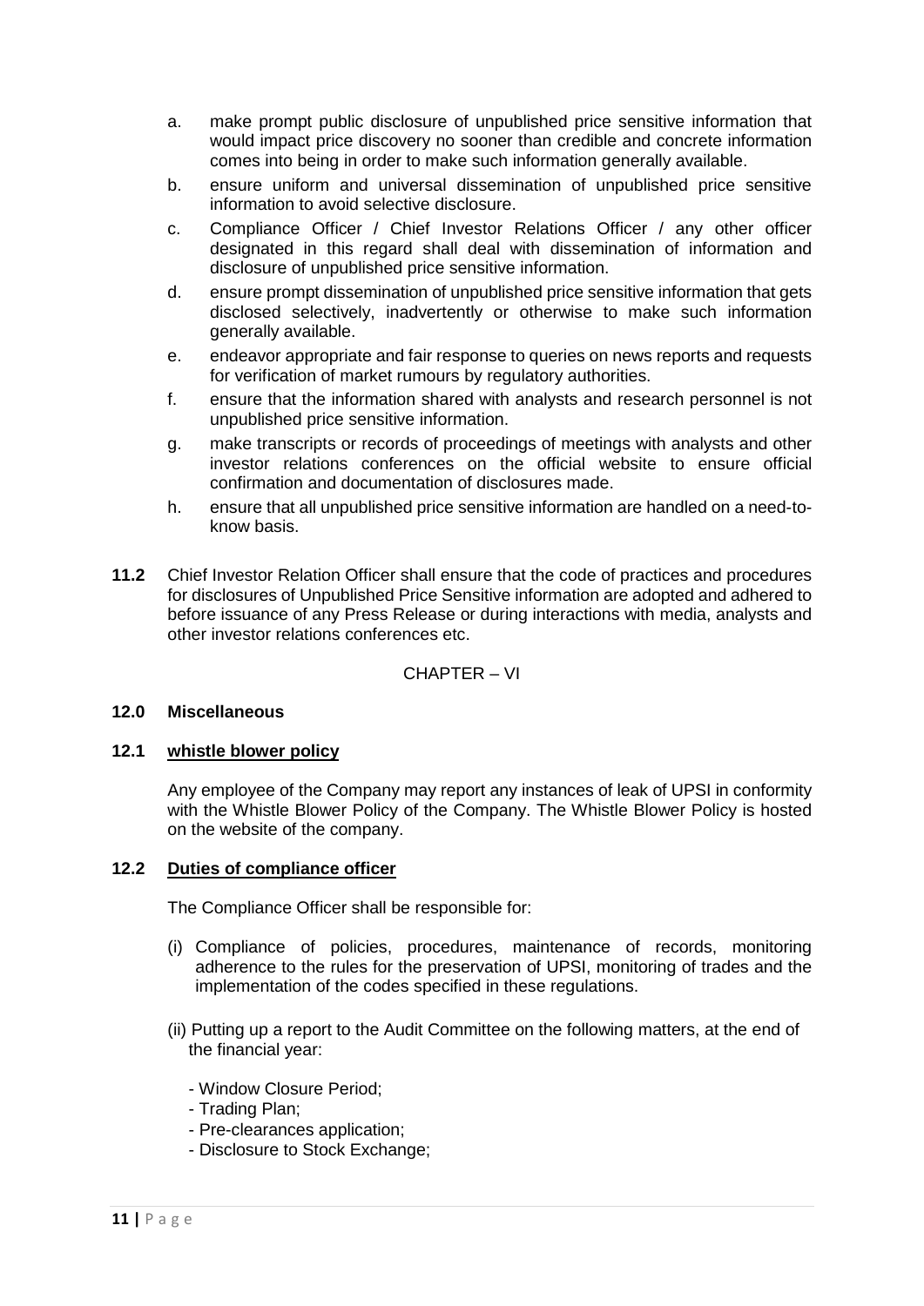a. make prompt public disclosure of unpublished price sensitive information that would impact price discovery no sooner than credible and concrete information comes into being in order to make such information generally available.

b. ensure uniform and universal dissemination of unpublished price sensitive information to avoid selective disclosure.

c. Compliance Officer / Chief Investor Relations Officer / any other officer designated in this regard shall deal with dissemination of information and disclosure of unpublished price sensitive information.

d. ensure prompt dissemination of unpublished price sensitive information that gets disclosed selectively, inadvertently or otherwise to make such information generally available.

e. endeavor appropriate and fair response to queries on news reports and requests for verification of market rumours by regulatory authorities.

f. ensure that the information shared with analysts and research personnel is not unpublished price sensitive information.

g. make transcripts or records of proceedings of meetings with analysts and other investor relations conferences on the official website to ensure official confirmation and documentation of disclosures made.

h. ensure that all unpublished price sensitive information are handled on a need-to-know basis.

**11.2** Chief Investor Relation Officer shall ensure that the code of practices and procedures for disclosures of Unpublished Price Sensitive information are adopted and adhered to before issuance of any Press Release or during interactions with media, analysts and other investor relations conferences etc.

CHAPTER – VI

## 12.0 Miscellaneous

### 12.1 whistle blower policy

Any employee of the Company may report any instances of leak of UPSI in conformity with the Whistle Blower Policy of the Company. The Whistle Blower Policy is hosted on the website of the company.

### 12.2 Duties of compliance officer

The Compliance Officer shall be responsible for:

(i) Compliance of policies, procedures, maintenance of records, monitoring adherence to the rules for the preservation of UPSI, monitoring of trades and the implementation of the codes specified in these regulations.

(ii) Putting up a report to the Audit Committee on the following matters, at the end of the financial year:

- Window Closure Period;
- Trading Plan;
- Pre-clearances application;
- Disclosure to Stock Exchange;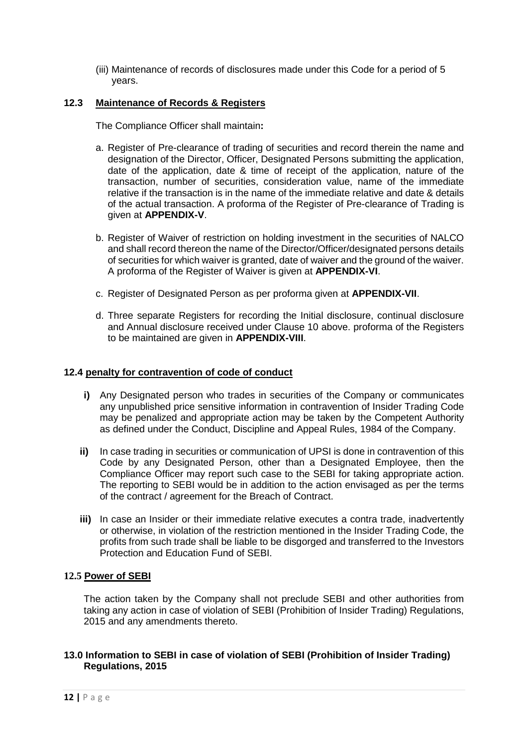(iii) Maintenance of records of disclosures made under this Code for a period of 5 years.

### 12.3 <u>Maintenance of Records & Registers</u>

The Compliance Officer shall maintain**:**

a. Register of Pre-clearance of trading of securities and record therein the name and designation of the Director, Officer, Designated Persons submitting the application, date of the application, date & time of receipt of the application, nature of the transaction, number of securities, consideration value, name of the immediate relative if the transaction is in the name of the immediate relative and date & details of the actual transaction. A proforma of the Register of Pre-clearance of Trading is given at **APPENDIX-V**.

b. Register of Waiver of restriction on holding investment in the securities of NALCO and shall record thereon the name of the Director/Officer/designated persons details of securities for which waiver is granted, date of waiver and the ground of the waiver. A proforma of the Register of Waiver is given at **APPENDIX-VI**.

c. Register of Designated Person as per proforma given at **APPENDIX-VII**.

d. Three separate Registers for recording the Initial disclosure, continual disclosure and Annual disclosure received under Clause 10 above. proforma of the Registers to be maintained are given in **APPENDIX-VIII**.

### 12.4 <u>penalty for contravention of code of conduct</u>

**i)** Any Designated person who trades in securities of the Company or communicates any unpublished price sensitive information in contravention of Insider Trading Code may be penalized and appropriate action may be taken by the Competent Authority as defined under the Conduct, Discipline and Appeal Rules, 1984 of the Company.

**ii)** In case trading in securities or communication of UPSI is done in contravention of this Code by any Designated Person, other than a Designated Employee, then the Compliance Officer may report such case to the SEBI for taking appropriate action. The reporting to SEBI would be in addition to the action envisaged as per the terms of the contract / agreement for the Breach of Contract.

**iii)** In case an Insider or their immediate relative executes a contra trade, inadvertently or otherwise, in violation of the restriction mentioned in the Insider Trading Code, the profits from such trade shall be liable to be disgorged and transferred to the Investors Protection and Education Fund of SEBI.

### 12.5 <u>Power of SEBI</u>

The action taken by the Company shall not preclude SEBI and other authorities from taking any action in case of violation of SEBI (Prohibition of Insider Trading) Regulations, 2015 and any amendments thereto.

## 13.0 Information to SEBI in case of violation of SEBI (Prohibition of Insider Trading) Regulations, 2015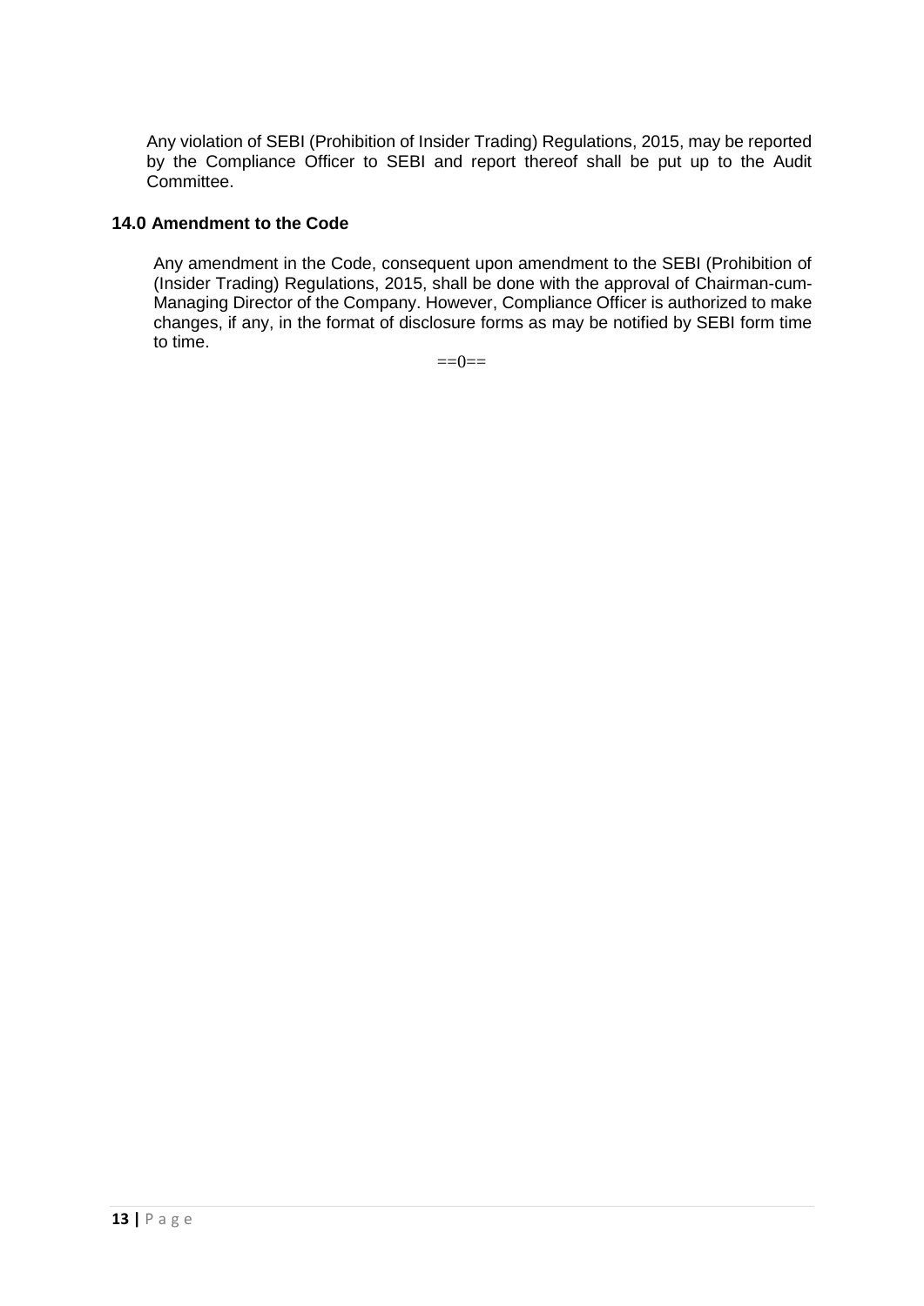Any violation of SEBI (Prohibition of Insider Trading) Regulations, 2015, may be reported by the Compliance Officer to SEBI and report thereof shall be put up to the Audit Committee.

## 14.0 Amendment to the Code

Any amendment in the Code, consequent upon amendment to the SEBI (Prohibition of (Insider Trading) Regulations, 2015, shall be done with the approval of Chairman-cum-Managing Director of the Company. However, Compliance Officer is authorized to make changes, if any, in the format of disclosure forms as may be notified by SEBI form time to time.

==0==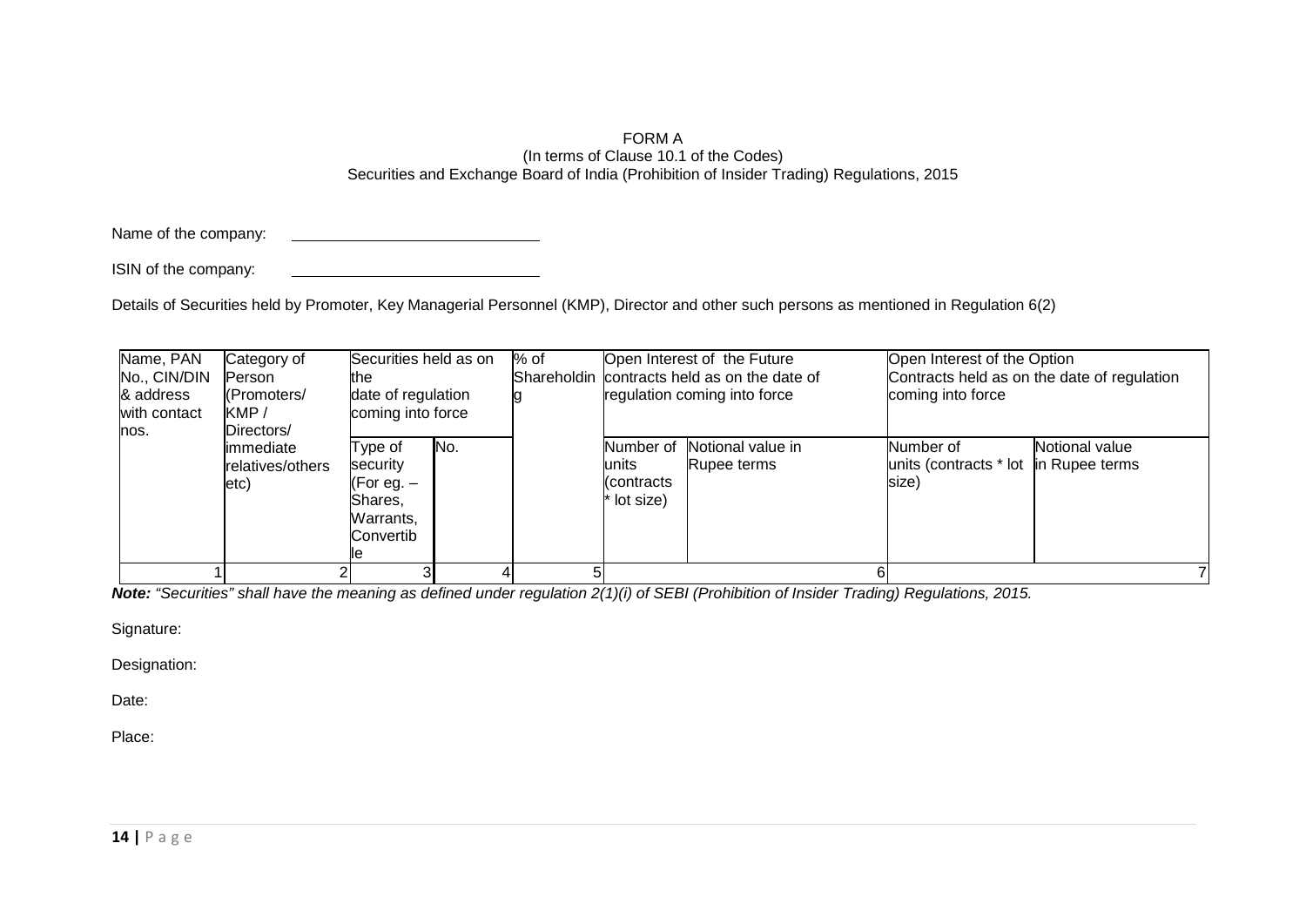FORM A
(In terms of Clause 10.1 of the Codes)
Securities and Exchange Board of India (Prohibition of Insider Trading) Regulations, 2015

Name of the company: ____________________________

ISIN of the company: ____________________________

Details of Securities held by Promoter, Key Managerial Personnel (KMP), Director and other such persons as mentioned in Regulation 6(2)

| Name, PAN No., CIN/DIN & address with contact nos. | Category of Person (Promoters/ KMP / Directors/ immediate relatives/others etc) | Securities held as on the date of regulation coming into force | | % of Shareholding | Open Interest of the Future contracts held as on the date of regulation coming into force | | Open Interest of the Option Contracts held as on the date of regulation coming into force | |
|---|---|---|---|---|---|---|---|---|
| | | Type of security (For eg. – Shares, Warrants, Convertible | No. | | Number of units (contracts * lot size) | Notional value in Rupee terms | Number of units (contracts * lot size) | Notional value in Rupee terms |
| 1 | 2 | 3 | 4 | 5 | 6 | | 7 | |

***Note:*** *"Securities" shall have the meaning as defined under regulation 2(1)(i) of SEBI (Prohibition of Insider Trading) Regulations, 2015.*

Signature:

Designation:

Date:

Place: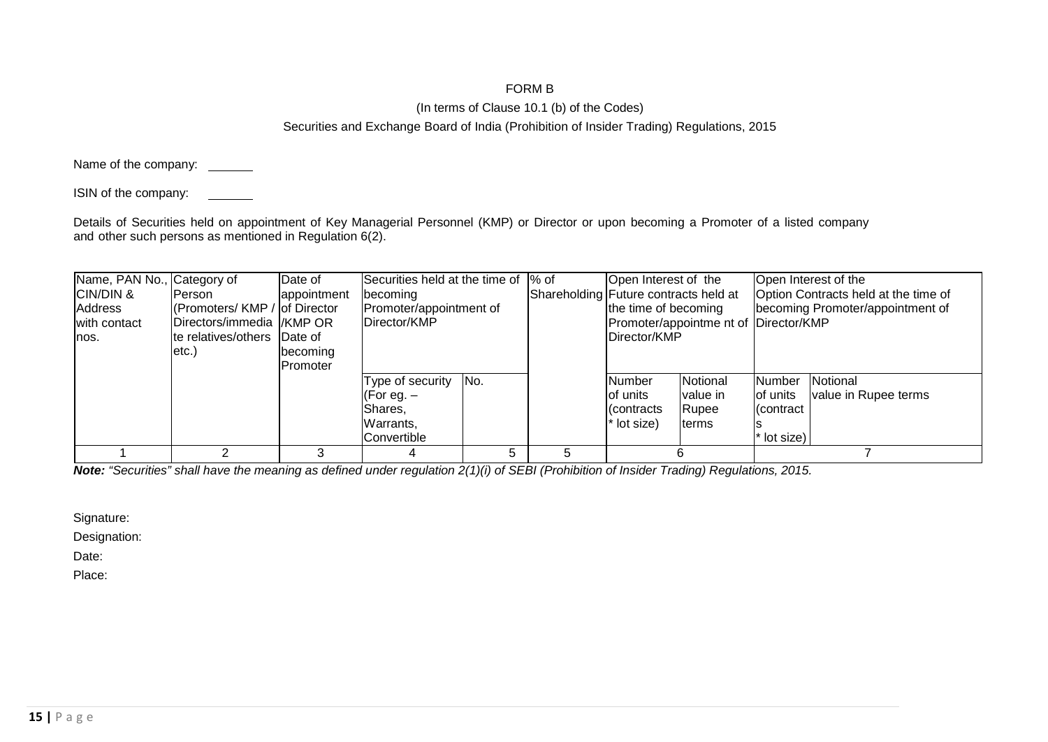FORM B

(In terms of Clause 10.1 (b) of the Codes)

Securities and Exchange Board of India (Prohibition of Insider Trading) Regulations, 2015

Name of the company: \_\_\_\_\_\_\_

ISIN of the company: \_\_\_\_\_\_\_

Details of Securities held on appointment of Key Managerial Personnel (KMP) or Director or upon becoming a Promoter of a listed company and other such persons as mentioned in Regulation 6(2).

| Name, PAN No., CIN/DIN & Address with contact nos. | Category of Person (Promoters/ KMP / Directors/immediate relatives/others etc.) | Date of appointment of Director /KMP OR Date of becoming Promoter | Securities held at the time of becoming Promoter/appointment of Director/KMP | | % of Shareholding | Open Interest of the Future contracts held at the time of becoming Promoter/appointme nt of Director/KMP | | Open Interest of the Option Contracts held at the time of becoming Promoter/appointment of Director/KMP | |
|---|---|---|---|---|---|---|---|---|---|
| | | | Type of security (For eg. – Shares, Warrants, Convertible | No. | | Number of units (contracts * lot size) | Notional value in Rupee terms | Number of units (contracts * lot size) | Notional value in Rupee terms |
| 1 | 2 | 3 | 4 | 5 | 5 | 6 | | 7 | |

***Note:*** *"Securities" shall have the meaning as defined under regulation 2(1)(i) of SEBI (Prohibition of Insider Trading) Regulations, 2015.*

Signature:

Designation:

Date:

Place: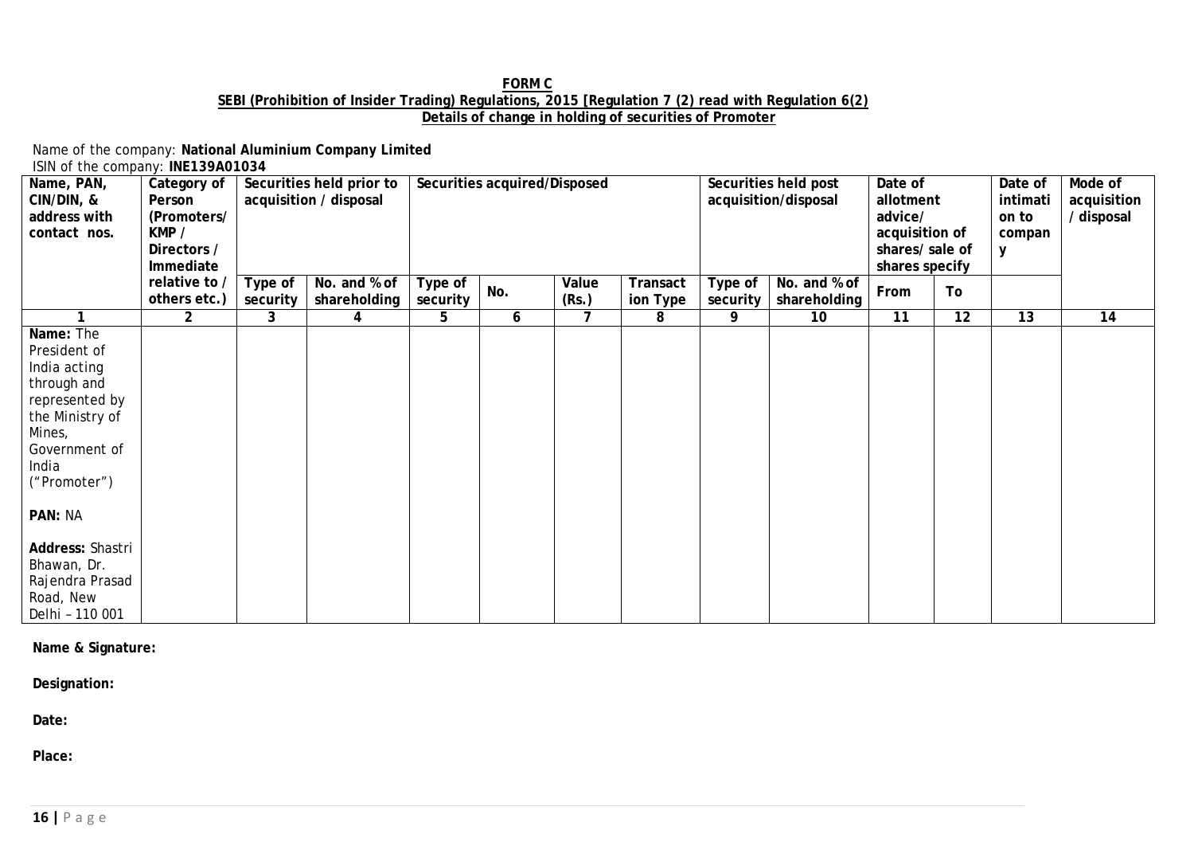**FORM C**

**SEBI (Prohibition of Insider Trading) Regulations, 2015 [Regulation 7 (2) read with Regulation 6(2)**

**Details of change in holding of securities of Promoter**

Name of the company: **National Aluminium Company Limited**

ISIN of the company: **INE139A01034**

| Name, PAN, CIN/DIN, & address with contact nos. | Category of Person (Promoters/ KMP / Directors / Immediate relative to / others etc.) | Securities held prior to acquisition / disposal | | Securities acquired/Disposed | | | | Securities held post acquisition/disposal | | Date of allotment advice/ acquisition of shares/ sale of shares specify | | Date of intimation to company | Mode of acquisition / disposal |
|---|---|---|---|---|---|---|---|---|---|---|---|---|---|
| | | Type of security | No. and % of shareholding | Type of security | No. | Value (Rs.) | Transaction Type | Type of security | No. and % of shareholding | From | To | | |
| 1 | 2 | 3 | 4 | 5 | 6 | 7 | 8 | 9 | 10 | 11 | 12 | 13 | 14 |
| **Name:** The President of India acting through and represented by the Ministry of Mines, Government of India ("Promoter")<br><br>**PAN:** NA<br><br>**Address:** Shastri Bhawan, Dr. Rajendra Prasad Road, New Delhi – 110 001 | | | | | | | | | | | | | |

**Name & Signature:**

**Designation:**

**Date:**

**Place:**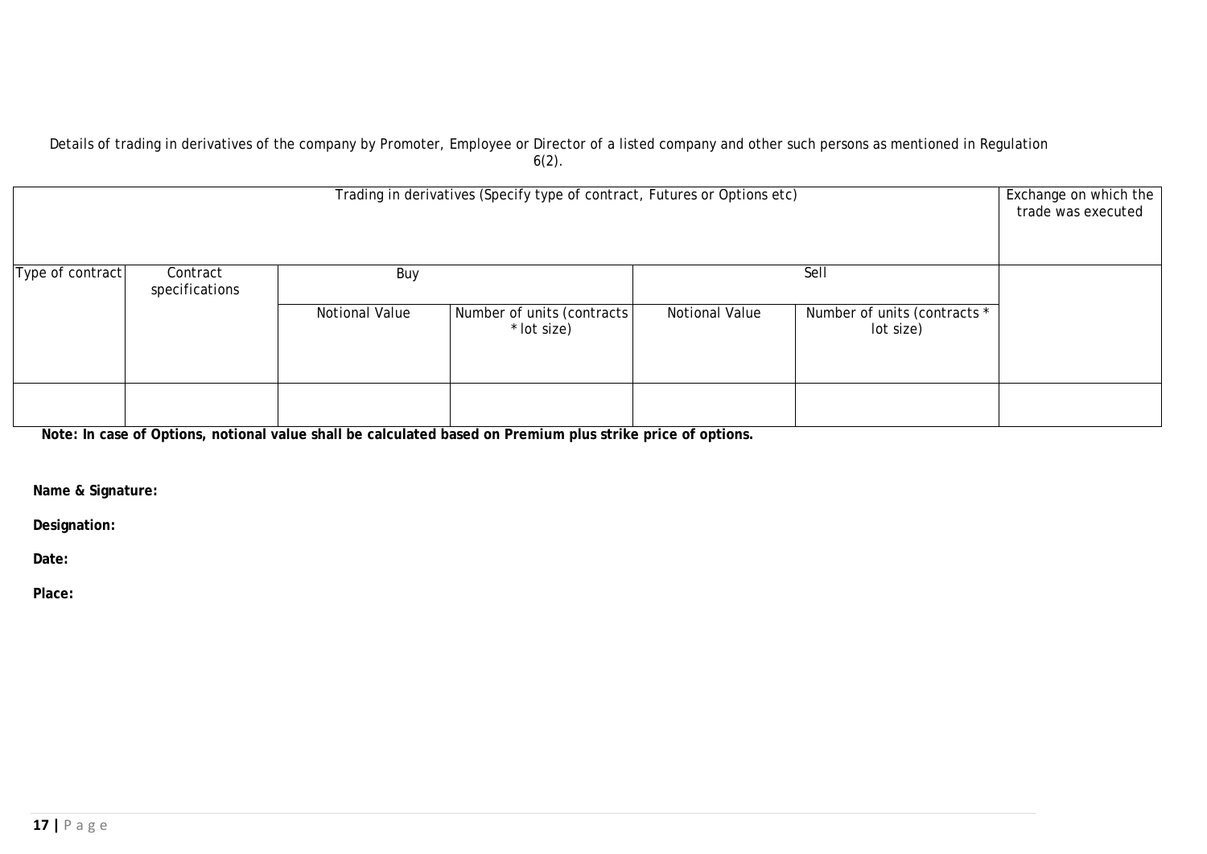Details of trading in derivatives of the company by Promoter, Employee or Director of a listed company and other such persons as mentioned in Regulation 6(2).

| Trading in derivatives (Specify type of contract, Futures or Options etc) | | | | | | Exchange on which the trade was executed |
|---|---|---|---|---|---|---|
| Type of contract | Contract specifications | Buy | | Sell | | |
| | | Notional Value | Number of units (contracts * lot size) | Notional Value | Number of units (contracts * lot size) | |
| | | | | | | |

**Note: In case of Options, notional value shall be calculated based on Premium plus strike price of options.**

**Name & Signature:**

**Designation:**

**Date:**

**Place:**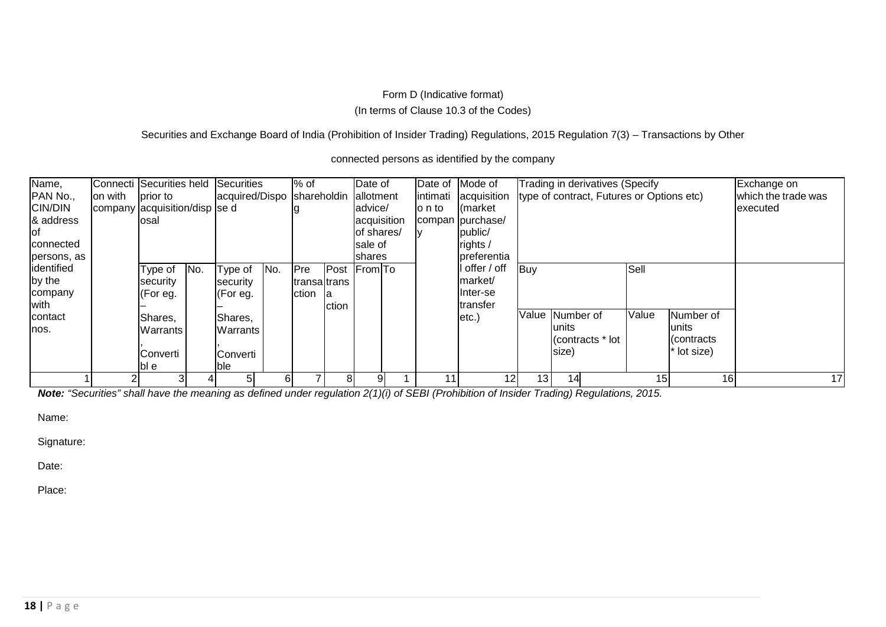Form D (Indicative format)

(In terms of Clause 10.3 of the Codes)

Securities and Exchange Board of India (Prohibition of Insider Trading) Regulations, 2015 Regulation 7(3) – Transactions by Other

connected persons as identified by the company

| Name, PAN No., CIN/DIN & address of connected persons, as identified by the company with contact nos. | Connection with company | Securities held prior to acquisition/disposal | | Securities acquired/Disposed | | % of shareholding | | Date of allotment advice/ acquisition of shares/ sale of shares | | Date of intimation to company | Mode of acquisition (market purchase/ public/ rights / preferential offer / off market/ Inter-se transfer etc.) | Trading in derivatives (Specify type of contract, Futures or Options etc) | | | | Exchange on which the trade was executed |
|---|---|---|---|---|---|---|---|---|---|---|---|---|---|---|---|---|
| | | Type of security (For eg. – Shares, Warrants, Convertible) | No. | Type of security (For eg. – Shares, Warrants, Convertible) | No. | Pre transaction | Post transaction | From | To | | | Buy | | Sell | | |
| | | | | | | | | | | | | Value | Number of units (contracts * lot size) | Value | Number of units (contracts * lot size) | |
| 1 | 2 | 3 | 4 | 5 | 6 | 7 | 8 | 9 | 1 | 11 | 12 | 13 | 14 | 15 | 16 | 17 |

***Note:*** *"Securities" shall have the meaning as defined under regulation 2(1)(i) of SEBI (Prohibition of Insider Trading) Regulations, 2015.*

Name:

Signature:

Date:

Place: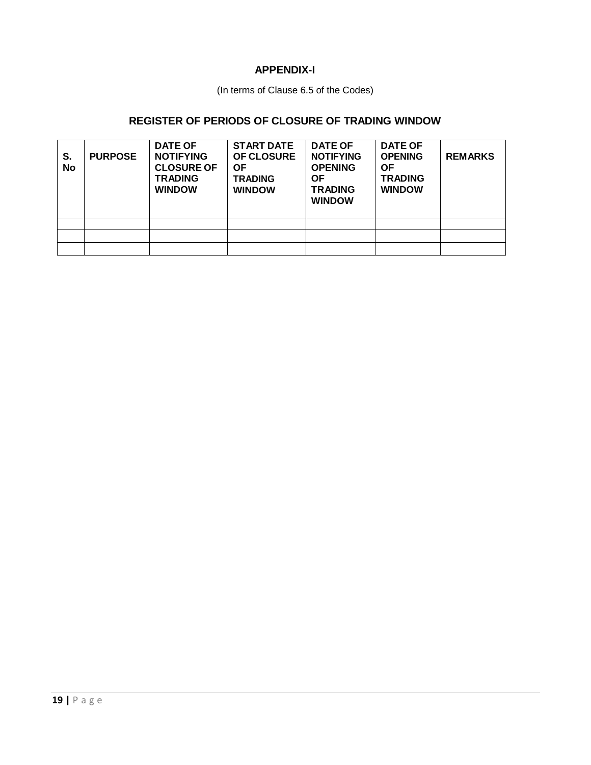# APPENDIX-I

(In terms of Clause 6.5 of the Codes)

## REGISTER OF PERIODS OF CLOSURE OF TRADING WINDOW

| S. No | PURPOSE | DATE OF NOTIFYING CLOSURE OF TRADING WINDOW | START DATE OF CLOSURE OF TRADING WINDOW | DATE OF NOTIFYING OPENING OF TRADING WINDOW | DATE OF OPENING OF TRADING WINDOW | REMARKS |
|---|---|---|---|---|---|---|
| | | | | | | |
| | | | | | | |
| | | | | | | |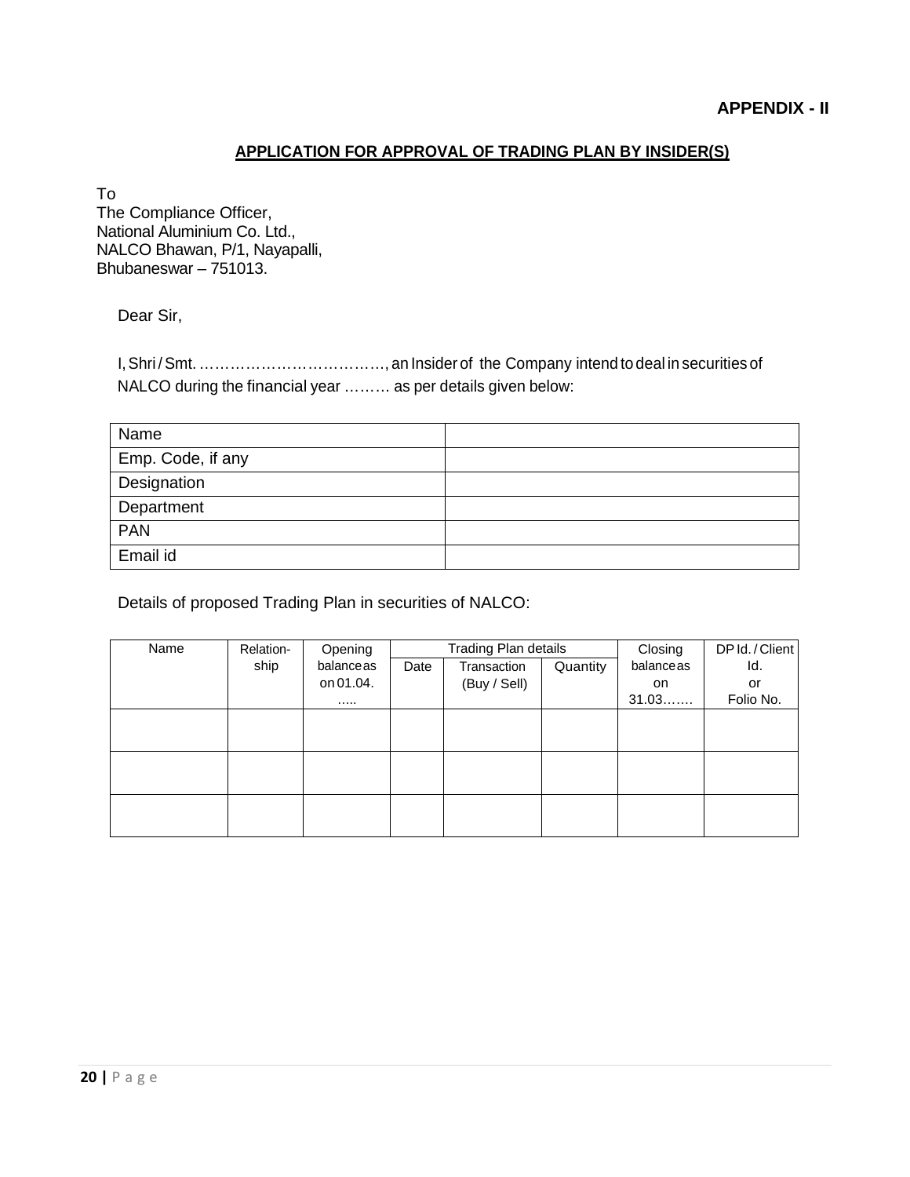**APPENDIX - II**

## APPLICATION FOR APPROVAL OF TRADING PLAN BY INSIDER(S)

To
The Compliance Officer,
National Aluminium Co. Ltd.,
NALCO Bhawan, P/1, Nayapalli,
Bhubaneswar – 751013.

Dear Sir,

I, Shri / Smt. ………………………………, an Insider of the Company intend to deal in securities of NALCO during the financial year ……… as per details given below:

| | |
|---|---|
| Name | |
| Emp. Code, if any | |
| Designation | |
| Department | |
| PAN | |
| Email id | |

Details of proposed Trading Plan in securities of NALCO:

| Name | Relation-ship | Opening balance as on 01.04. ….. | Trading Plan details | | | Closing balance as on 31.03……. | DP Id. / Client Id. or Folio No. |
|---|---|---|---|---|---|---|---|
| | | | Date | Transaction (Buy / Sell) | Quantity | | |
| | | | | | | | |
| | | | | | | | |
| | | | | | | | |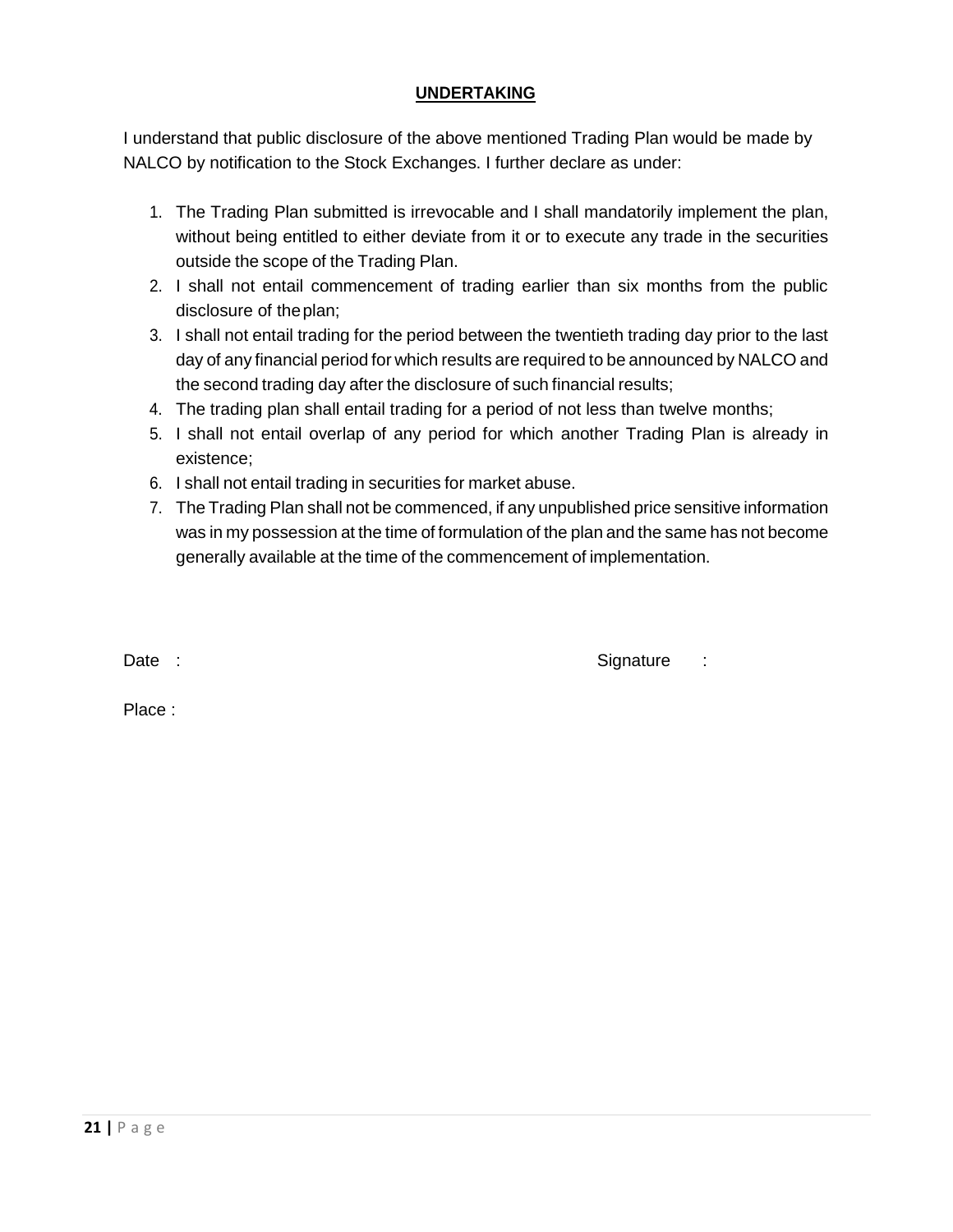**UNDERTAKING**

I understand that public disclosure of the above mentioned Trading Plan would be made by NALCO by notification to the Stock Exchanges. I further declare as under:

1. The Trading Plan submitted is irrevocable and I shall mandatorily implement the plan, without being entitled to either deviate from it or to execute any trade in the securities outside the scope of the Trading Plan.
2. I shall not entail commencement of trading earlier than six months from the public disclosure of the plan;
3. I shall not entail trading for the period between the twentieth trading day prior to the last day of any financial period for which results are required to be announced by NALCO and the second trading day after the disclosure of such financial results;
4. The trading plan shall entail trading for a period of not less than twelve months;
5. I shall not entail overlap of any period for which another Trading Plan is already in existence;
6. I shall not entail trading in securities for market abuse.
7. The Trading Plan shall not be commenced, if any unpublished price sensitive information was in my possession at the time of formulation of the plan and the same has not become generally available at the time of the commencement of implementation.

Date :                                                                                    Signature :

Place :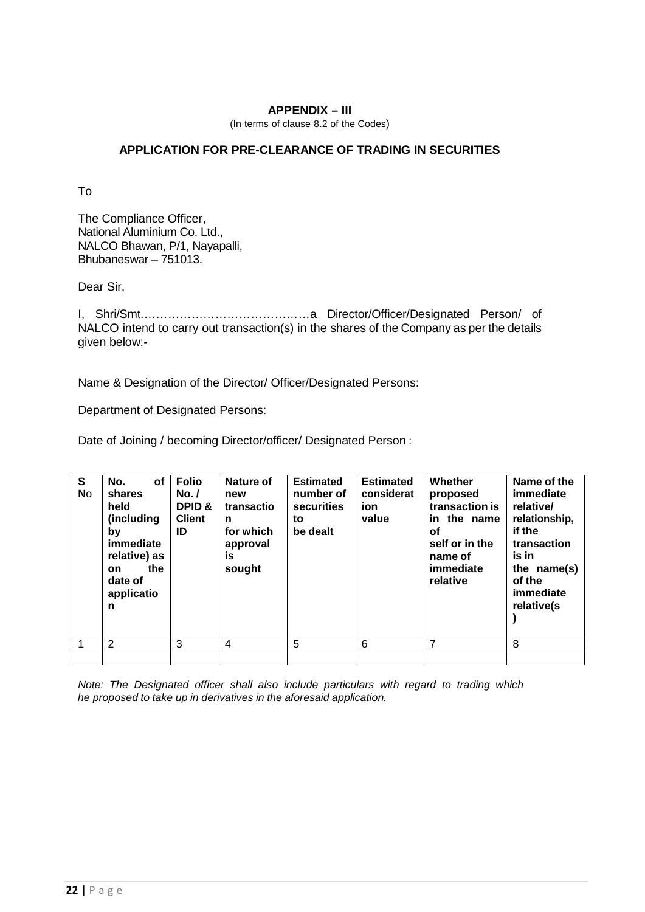# APPENDIX – III

(In terms of clause 8.2 of the Codes)

## APPLICATION FOR PRE-CLEARANCE OF TRADING IN SECURITIES

To

The Compliance Officer,
National Aluminium Co. Ltd.,
NALCO Bhawan, P/1, Nayapalli,
Bhubaneswar – 751013.

Dear Sir,

I, Shri/Smt.……………………………………a Director/Officer/Designated Person/ of NALCO intend to carry out transaction(s) in the shares of the Company as per the details given below:-

Name & Designation of the Director/ Officer/Designated Persons:

Department of Designated Persons:

Date of Joining / becoming Director/officer/ Designated Person :

| S No | No. of shares held (including by immediate relative) as on the date of application | Folio No. / DPID & Client ID | Nature of new transaction for which approval is sought | Estimated number of securities to be dealt | Estimated consideration value | Whether proposed transaction is in the name of self or in the name of immediate relative | Name of the immediate relative/ relationship, if the transaction is in the name(s) of the immediate relative(s) |
|---|---|---|---|---|---|---|---|
| 1 | 2 | 3 | 4 | 5 | 6 | 7 | 8 |
| | | | | | | | |

*Note: The Designated officer shall also include particulars with regard to trading which he proposed to take up in derivatives in the aforesaid application.*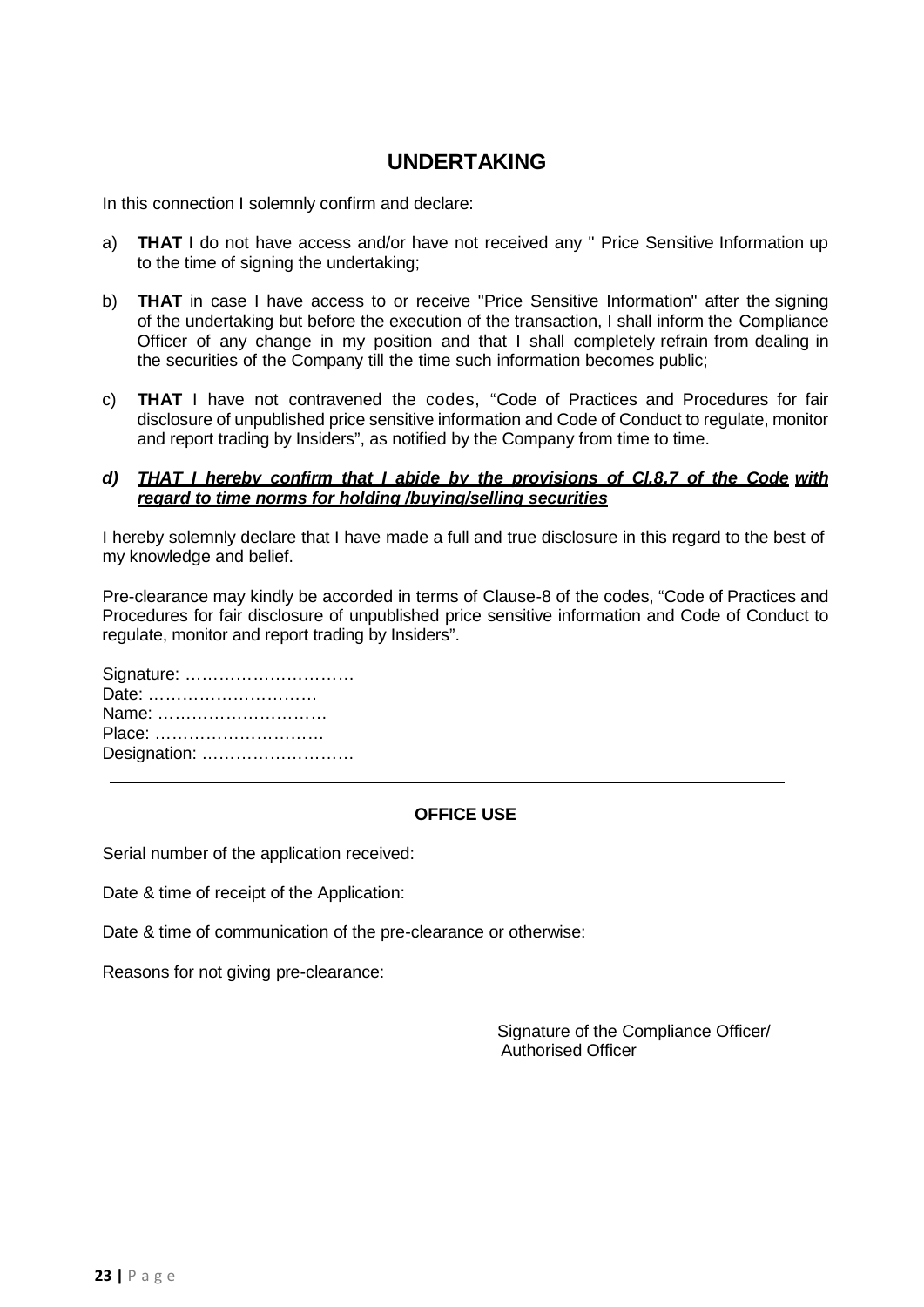# UNDERTAKING

In this connection I solemnly confirm and declare:

a) **THAT** I do not have access and/or have not received any " Price Sensitive Information up to the time of signing the undertaking;

b) **THAT** in case I have access to or receive "Price Sensitive Information" after the signing of the undertaking but before the execution of the transaction, I shall inform the Compliance Officer of any change in my position and that I shall completely refrain from dealing in the securities of the Company till the time such information becomes public;

c) **THAT** I have not contravened the codes, "Code of Practices and Procedures for fair disclosure of unpublished price sensitive information and Code of Conduct to regulate, monitor and report trading by Insiders", as notified by the Company from time to time.

***d) <u>THAT I hereby confirm that I abide by the provisions of Cl.8.7 of the Code with regard to time norms for holding /buying/selling securities</u>***

I hereby solemnly declare that I have made a full and true disclosure in this regard to the best of my knowledge and belief.

Pre-clearance may kindly be accorded in terms of Clause-8 of the codes, "Code of Practices and Procedures for fair disclosure of unpublished price sensitive information and Code of Conduct to regulate, monitor and report trading by Insiders".

Signature: …………………………
Date: …………………………
Name: …………………………
Place: …………………………
Designation: ………………………

---

**OFFICE USE**

Serial number of the application received:

Date & time of receipt of the Application:

Date & time of communication of the pre-clearance or otherwise:

Reasons for not giving pre-clearance:

Signature of the Compliance Officer/
Authorised Officer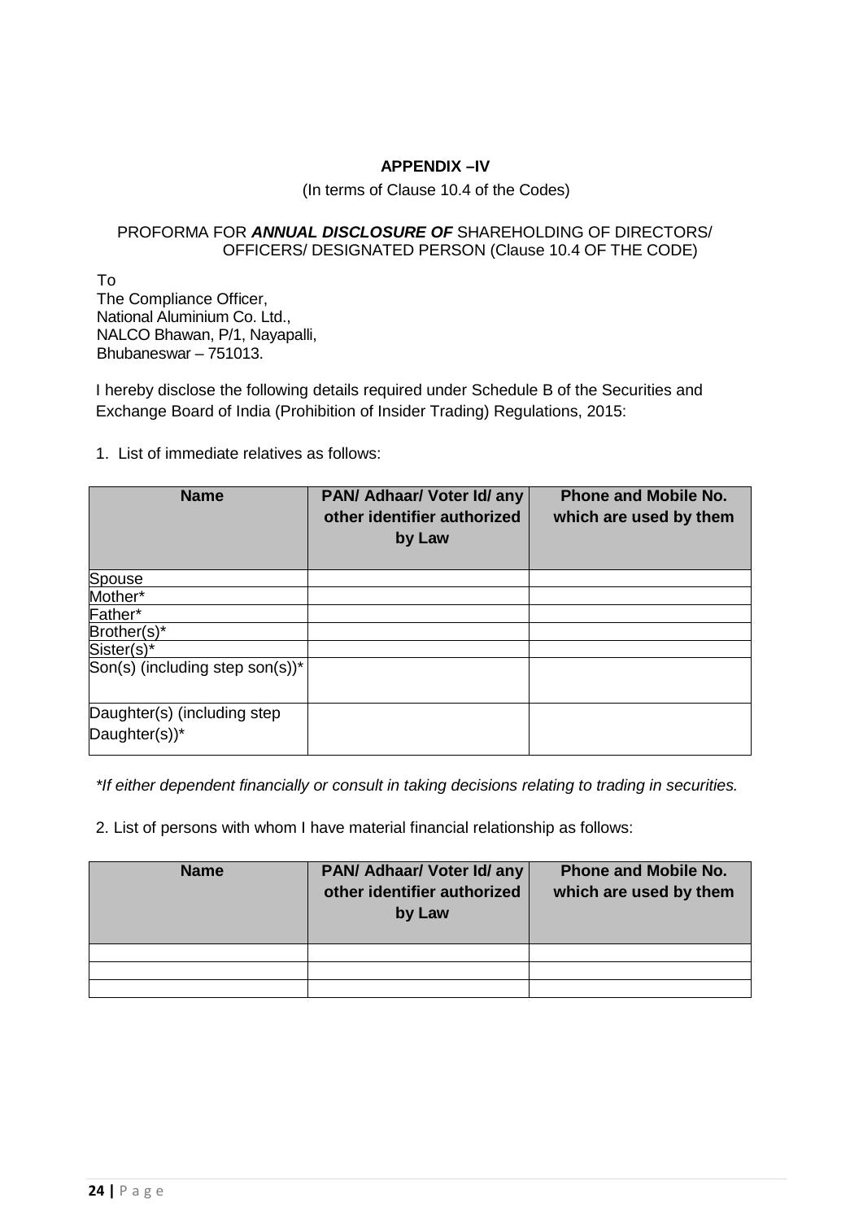## APPENDIX –IV

(In terms of Clause 10.4 of the Codes)

PROFORMA FOR ***ANNUAL DISCLOSURE OF*** SHAREHOLDING OF DIRECTORS/ OFFICERS/ DESIGNATED PERSON (Clause 10.4 OF THE CODE)

To
The Compliance Officer,
National Aluminium Co. Ltd.,
NALCO Bhawan, P/1, Nayapalli,
Bhubaneswar – 751013.

I hereby disclose the following details required under Schedule B of the Securities and Exchange Board of India (Prohibition of Insider Trading) Regulations, 2015:

1. List of immediate relatives as follows:

| Name | PAN/ Adhaar/ Voter Id/ any other identifier authorized by Law | Phone and Mobile No. which are used by them |
|---|---|---|
| Spouse | | |
| Mother* | | |
| Father* | | |
| Brother(s)* | | |
| Sister(s)* | | |
| Son(s) (including step son(s))* | | |
| Daughter(s) (including step Daughter(s))* | | |

*\*If either dependent financially or consult in taking decisions relating to trading in securities.*

2. List of persons with whom I have material financial relationship as follows:

| Name | PAN/ Adhaar/ Voter Id/ any other identifier authorized by Law | Phone and Mobile No. which are used by them |
|---|---|---|
| | | |
| | | |
| | | |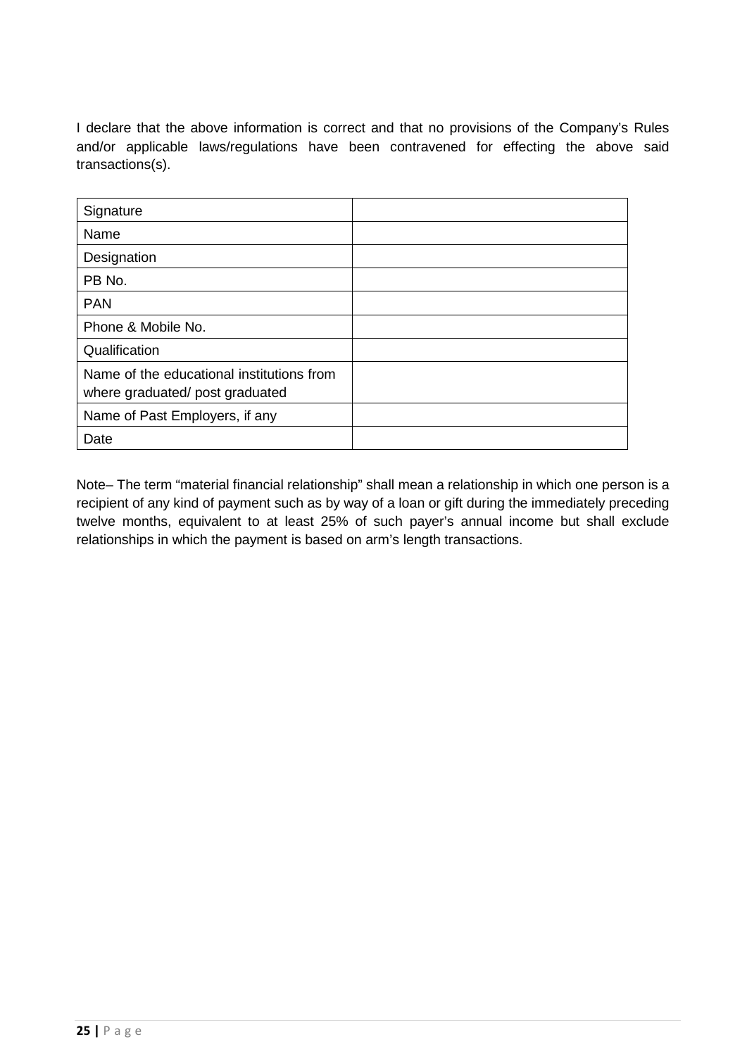I declare that the above information is correct and that no provisions of the Company's Rules and/or applicable laws/regulations have been contravened for effecting the above said transactions(s).

| | |
|---|---|
| Signature | |
| Name | |
| Designation | |
| PB No. | |
| PAN | |
| Phone & Mobile No. | |
| Qualification | |
| Name of the educational institutions from where graduated/ post graduated | |
| Name of Past Employers, if any | |
| Date | |

Note– The term "material financial relationship" shall mean a relationship in which one person is a recipient of any kind of payment such as by way of a loan or gift during the immediately preceding twelve months, equivalent to at least 25% of such payer's annual income but shall exclude relationships in which the payment is based on arm's length transactions.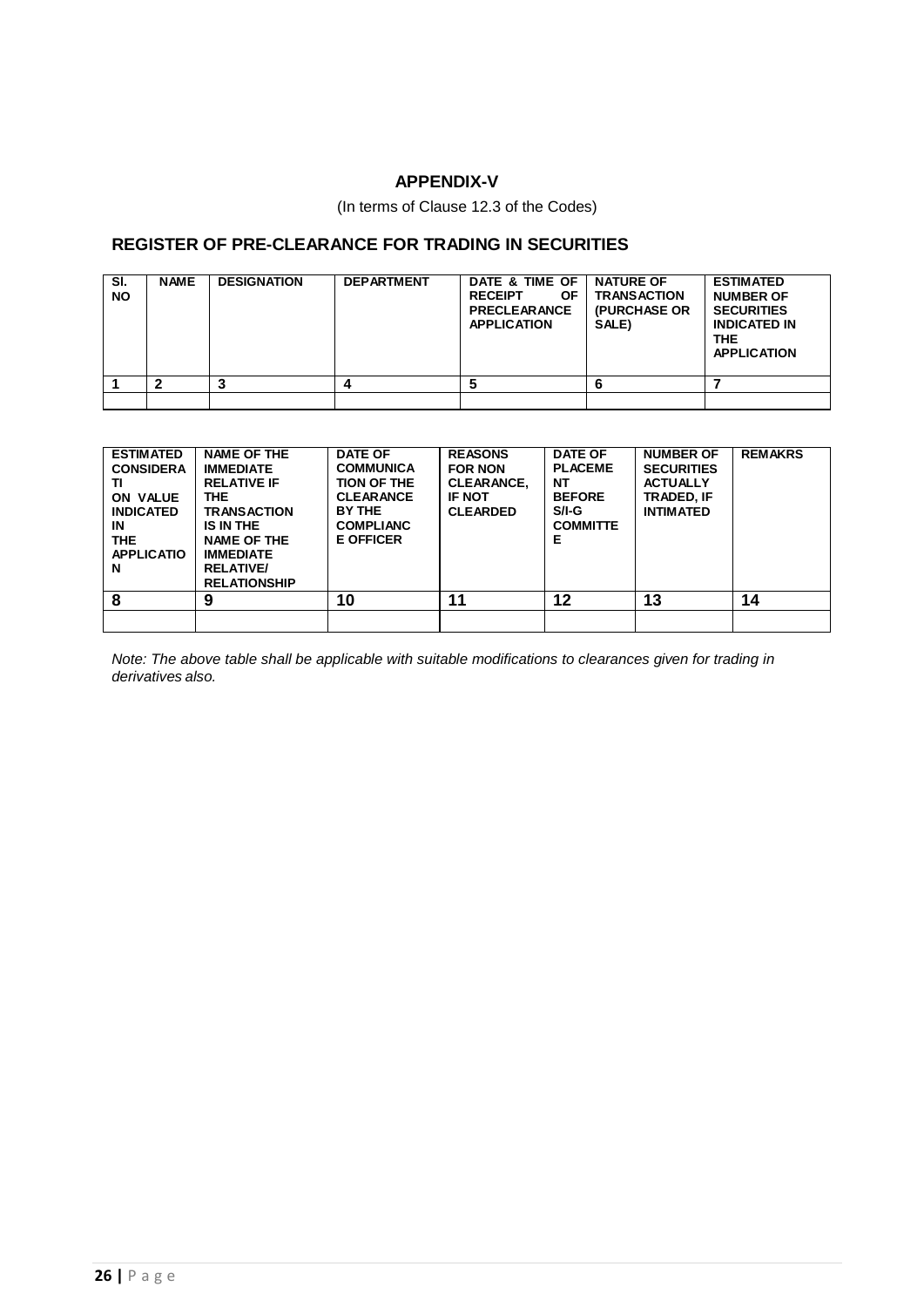## APPENDIX-V

(In terms of Clause 12.3 of the Codes)

### REGISTER OF PRE-CLEARANCE FOR TRADING IN SECURITIES

| SI. NO | NAME | DESIGNATION | DEPARTMENT | DATE & TIME OF RECEIPT OF PRECLEARANCE APPLICATION | NATURE OF TRANSACTION (PURCHASE OR SALE) | ESTIMATED NUMBER OF SECURITIES INDICATED IN THE APPLICATION |
|---|---|---|---|---|---|---|
| 1 | 2 | 3 | 4 | 5 | 6 | 7 |
| | | | | | | |

| ESTIMATED CONSIDERATI ON VALUE INDICATED IN THE APPLICATION | NAME OF THE IMMEDIATE RELATIVE IF THE TRANSACTION IS IN THE NAME OF THE IMMEDIATE RELATIVE/ RELATIONSHIP | DATE OF COMMUNICATION OF THE CLEARANCE BY THE COMPLIANCE OFFICER | REASONS FOR NON CLEARANCE, IF NOT CLEARDED | DATE OF PLACEMENT BEFORE S/I-G COMMITTEE | NUMBER OF SECURITIES ACTUALLY TRADED, IF INTIMATED | REMAKRS |
|---|---|---|---|---|---|---|
| 8 | 9 | 10 | 11 | 12 | 13 | 14 |
| | | | | | | |

*Note: The above table shall be applicable with suitable modifications to clearances given for trading in derivatives also.*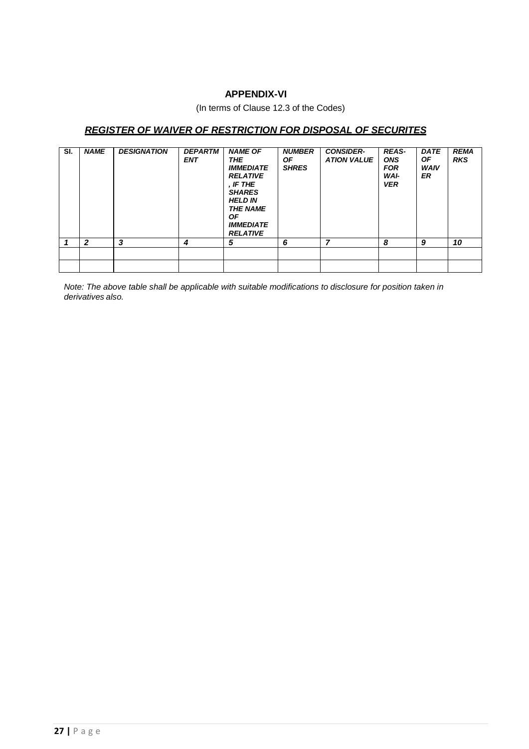## APPENDIX-VI

(In terms of Clause 12.3 of the Codes)

### ***REGISTER OF WAIVER OF RESTRICTION FOR DISPOSAL OF SECURITES***

| SI. | *NAME* | *DESIGNATION* | *DEPARTMENT* | *NAME OF THE IMMEDIATE RELATIVE, IF THE SHARES HELD IN THE NAME OF IMMEDIATE RELATIVE* | *NUMBER OF SHRES* | *CONSIDER-ATION VALUE* | *REAS-ONS FOR WAI-VER* | *DATE OF WAIVER* | *REMARKS* |
|---|---|---|---|---|---|---|---|---|---|
| *1* | *2* | *3* | *4* | *5* | *6* | *7* | *8* | *9* | *10* |
| | | | | | | | | | |
| | | | | | | | | | |

*Note: The above table shall be applicable with suitable modifications to disclosure for position taken in derivatives also.*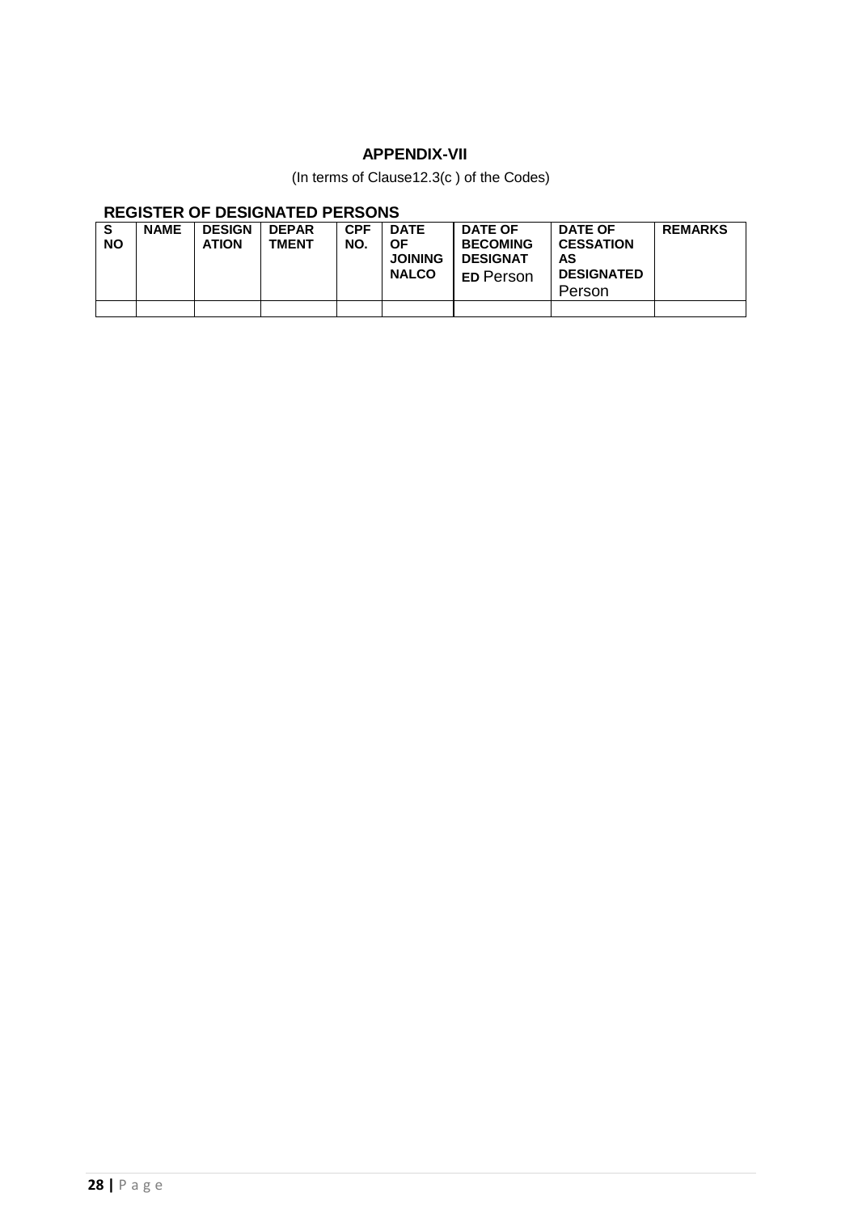**APPENDIX-VII**

(In terms of Clause12.3(c ) of the Codes)

**REGISTER OF DESIGNATED PERSONS**

| S NO | NAME | DESIGNATION | DEPARTMENT | CPF NO. | DATE OF JOINING NALCO | DATE OF BECOMING DESIGNATED Person | DATE OF CESSATION AS DESIGNATED Person | REMARKS |
|---|---|---|---|---|---|---|---|---|
| | | | | | | | | |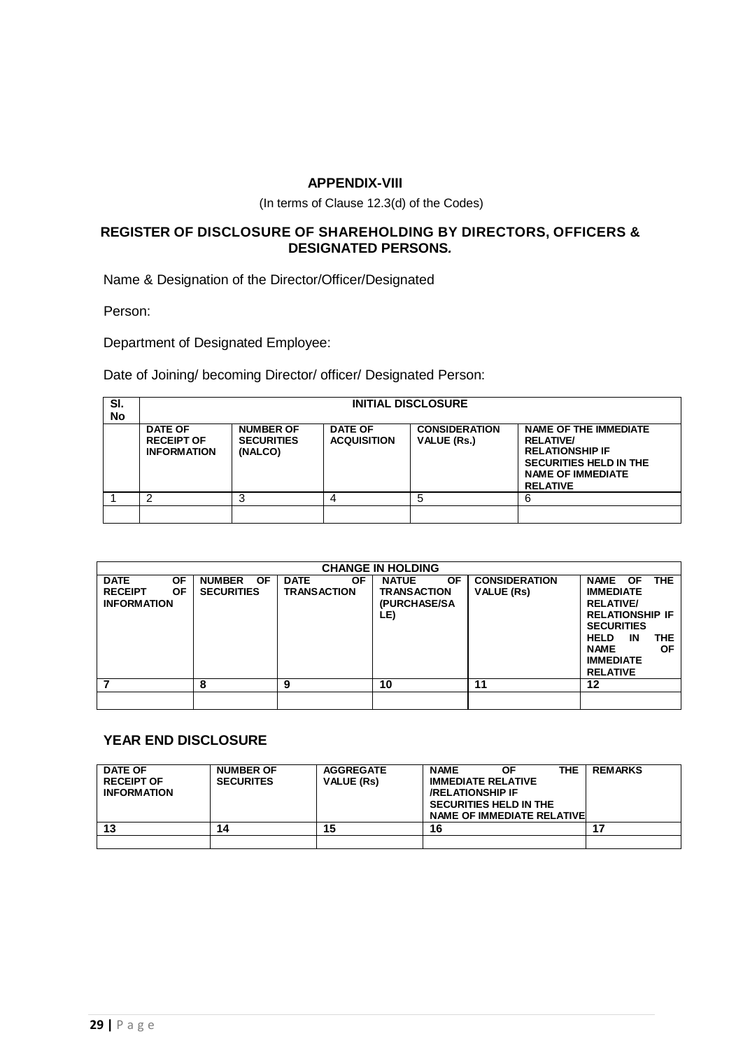## APPENDIX-VIII

(In terms of Clause 12.3(d) of the Codes)

## REGISTER OF DISCLOSURE OF SHAREHOLDING BY DIRECTORS, OFFICERS & DESIGNATED PERSONS.

Name & Designation of the Director/Officer/Designated

Person:

Department of Designated Employee:

Date of Joining/ becoming Director/ officer/ Designated Person:

| Sl. No | INITIAL DISCLOSURE | | | | |
|---|---|---|---|---|---|
| | DATE OF RECEIPT OF INFORMATION | NUMBER OF SECURITIES (NALCO) | DATE OF ACQUISITION | CONSIDERATION VALUE (Rs.) | NAME OF THE IMMEDIATE RELATIVE/ RELATIONSHIP IF SECURITIES HELD IN THE NAME OF IMMEDIATE RELATIVE |
| 1 | 2 | 3 | 4 | 5 | 6 |
| | | | | | |

| CHANGE IN HOLDING | | | | | |
|---|---|---|---|---|---|
| DATE OF RECEIPT OF INFORMATION | NUMBER OF SECURITIES | DATE OF TRANSACTION | NATUE OF TRANSACTION (PURCHASE/SALE) | CONSIDERATION VALUE (Rs) | NAME OF THE IMMEDIATE RELATIVE/ RELATIONSHIP IF SECURITIES HELD IN THE NAME OF IMMEDIATE RELATIVE |
| 7 | 8 | 9 | 10 | 11 | 12 |
| | | | | | |

### YEAR END DISCLOSURE

| DATE OF RECEIPT OF INFORMATION | NUMBER OF SECURITES | AGGREGATE VALUE (Rs) | NAME OF THE IMMEDIATE RELATIVE /RELATIONSHIP IF SECURITIES HELD IN THE NAME OF IMMEDIATE RELATIVE | REMARKS |
|---|---|---|---|---|
| 13 | 14 | 15 | 16 | 17 |
| | | | | |